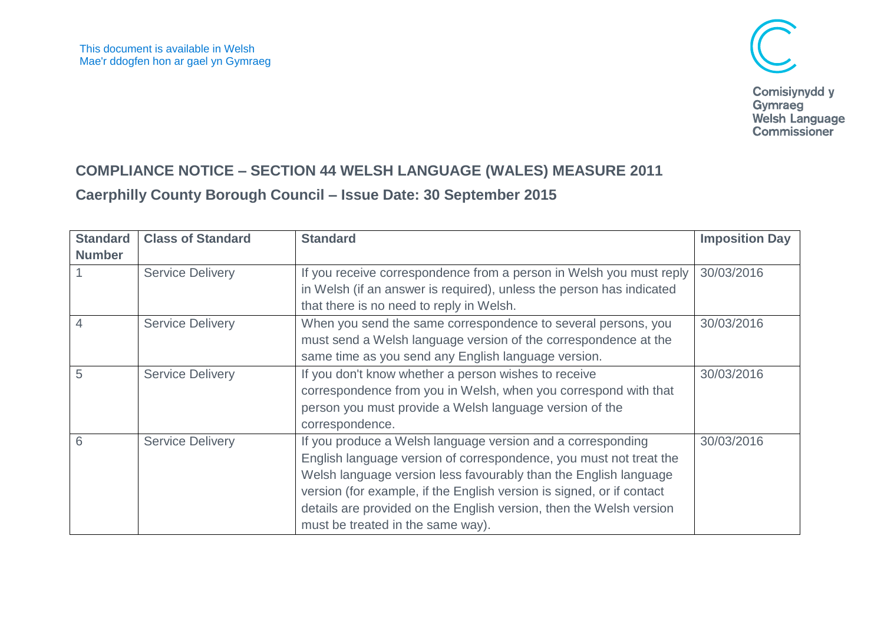This document is available in Welsh
Mae'r ddogfen hon ar gael yn Gymraeg

Comisiynydd y Gymraeg
Welsh Language Commissioner

## COMPLIANCE NOTICE – SECTION 44 WELSH LANGUAGE (WALES) MEASURE 2011

### Caerphilly County Borough Council – Issue Date: 30 September 2015

| Standard Number | Class of Standard | Standard | Imposition Day |
|---|---|---|---|
| 1 | Service Delivery | If you receive correspondence from a person in Welsh you must reply in Welsh (if an answer is required), unless the person has indicated that there is no need to reply in Welsh. | 30/03/2016 |
| 4 | Service Delivery | When you send the same correspondence to several persons, you must send a Welsh language version of the correspondence at the same time as you send any English language version. | 30/03/2016 |
| 5 | Service Delivery | If you don't know whether a person wishes to receive correspondence from you in Welsh, when you correspond with that person you must provide a Welsh language version of the correspondence. | 30/03/2016 |
| 6 | Service Delivery | If you produce a Welsh language version and a corresponding English language version of correspondence, you must not treat the Welsh language version less favourably than the English language version (for example, if the English version is signed, or if contact details are provided on the English version, then the Welsh version must be treated in the same way). | 30/03/2016 |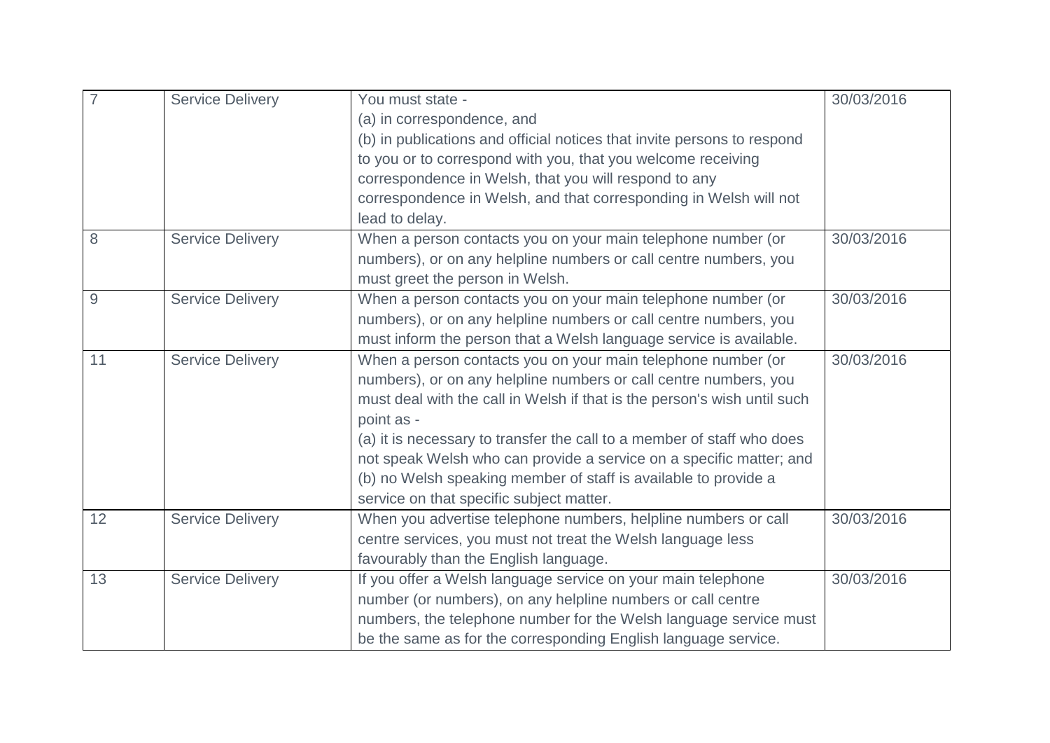| | | | |
|---|---|---|---|
| 7 | Service Delivery | You must state -<br>(a) in correspondence, and<br>(b) in publications and official notices that invite persons to respond to you or to correspond with you, that you welcome receiving correspondence in Welsh, that you will respond to any correspondence in Welsh, and that corresponding in Welsh will not lead to delay. | 30/03/2016 |
| 8 | Service Delivery | When a person contacts you on your main telephone number (or numbers), or on any helpline numbers or call centre numbers, you must greet the person in Welsh. | 30/03/2016 |
| 9 | Service Delivery | When a person contacts you on your main telephone number (or numbers), or on any helpline numbers or call centre numbers, you must inform the person that a Welsh language service is available. | 30/03/2016 |
| 11 | Service Delivery | When a person contacts you on your main telephone number (or numbers), or on any helpline numbers or call centre numbers, you must deal with the call in Welsh if that is the person's wish until such point as -<br>(a) it is necessary to transfer the call to a member of staff who does not speak Welsh who can provide a service on a specific matter; and<br>(b) no Welsh speaking member of staff is available to provide a service on that specific subject matter. | 30/03/2016 |
| 12 | Service Delivery | When you advertise telephone numbers, helpline numbers or call centre services, you must not treat the Welsh language less favourably than the English language. | 30/03/2016 |
| 13 | Service Delivery | If you offer a Welsh language service on your main telephone number (or numbers), on any helpline numbers or call centre numbers, the telephone number for the Welsh language service must be the same as for the corresponding English language service. | 30/03/2016 |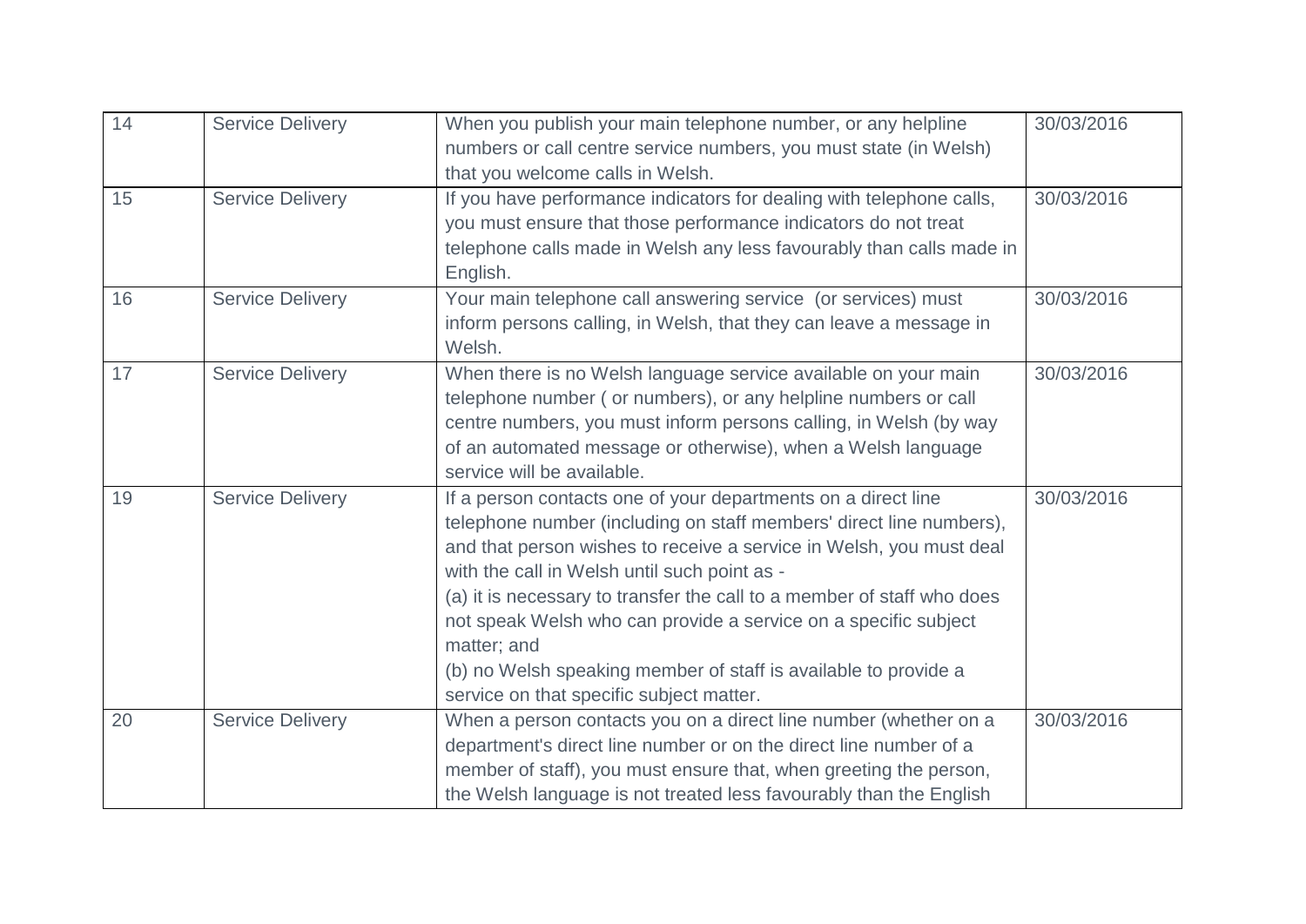| | | | |
|---|---|---|---|
| 14 | Service Delivery | When you publish your main telephone number, or any helpline numbers or call centre service numbers, you must state (in Welsh) that you welcome calls in Welsh. | 30/03/2016 |
| 15 | Service Delivery | If you have performance indicators for dealing with telephone calls, you must ensure that those performance indicators do not treat telephone calls made in Welsh any less favourably than calls made in English. | 30/03/2016 |
| 16 | Service Delivery | Your main telephone call answering service (or services) must inform persons calling, in Welsh, that they can leave a message in Welsh. | 30/03/2016 |
| 17 | Service Delivery | When there is no Welsh language service available on your main telephone number ( or numbers), or any helpline numbers or call centre numbers, you must inform persons calling, in Welsh (by way of an automated message or otherwise), when a Welsh language service will be available. | 30/03/2016 |
| 19 | Service Delivery | If a person contacts one of your departments on a direct line telephone number (including on staff members' direct line numbers), and that person wishes to receive a service in Welsh, you must deal with the call in Welsh until such point as -<br>(a) it is necessary to transfer the call to a member of staff who does not speak Welsh who can provide a service on a specific subject matter; and<br>(b) no Welsh speaking member of staff is available to provide a service on that specific subject matter. | 30/03/2016 |
| 20 | Service Delivery | When a person contacts you on a direct line number (whether on a department's direct line number or on the direct line number of a member of staff), you must ensure that, when greeting the person, the Welsh language is not treated less favourably than the English | 30/03/2016 |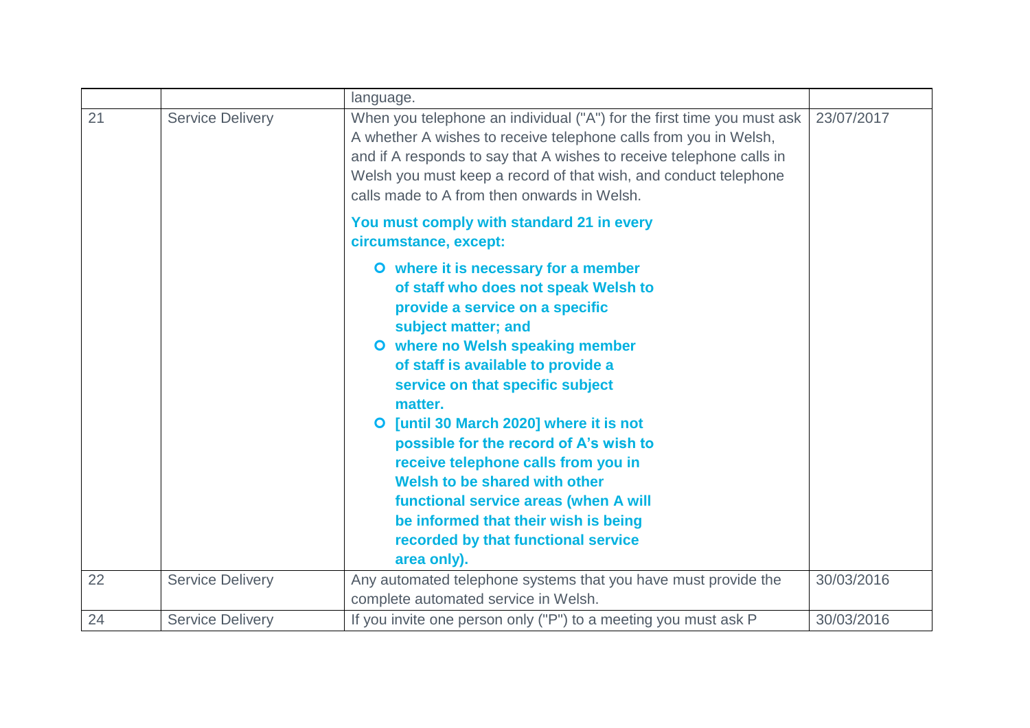| | | language. | |
|---|---|---|---|
| 21 | Service Delivery | When you telephone an individual ("A") for the first time you must ask A whether A wishes to receive telephone calls from you in Welsh, and if A responds to say that A wishes to receive telephone calls in Welsh you must keep a record of that wish, and conduct telephone calls made to A from then onwards in Welsh.<br><br>**You must comply with standard 21 in every circumstance, except:**<br><br>- **where it is necessary for a member of staff who does not speak Welsh to provide a service on a specific subject matter; and**<br>- **where no Welsh speaking member of staff is available to provide a service on that specific subject matter.**<br>- **[until 30 March 2020] where it is not possible for the record of A's wish to receive telephone calls from you in Welsh to be shared with other functional service areas (when A will be informed that their wish is being recorded by that functional service area only).** | 23/07/2017 |
| 22 | Service Delivery | Any automated telephone systems that you have must provide the complete automated service in Welsh. | 30/03/2016 |
| 24 | Service Delivery | If you invite one person only ("P") to a meeting you must ask P | 30/03/2016 |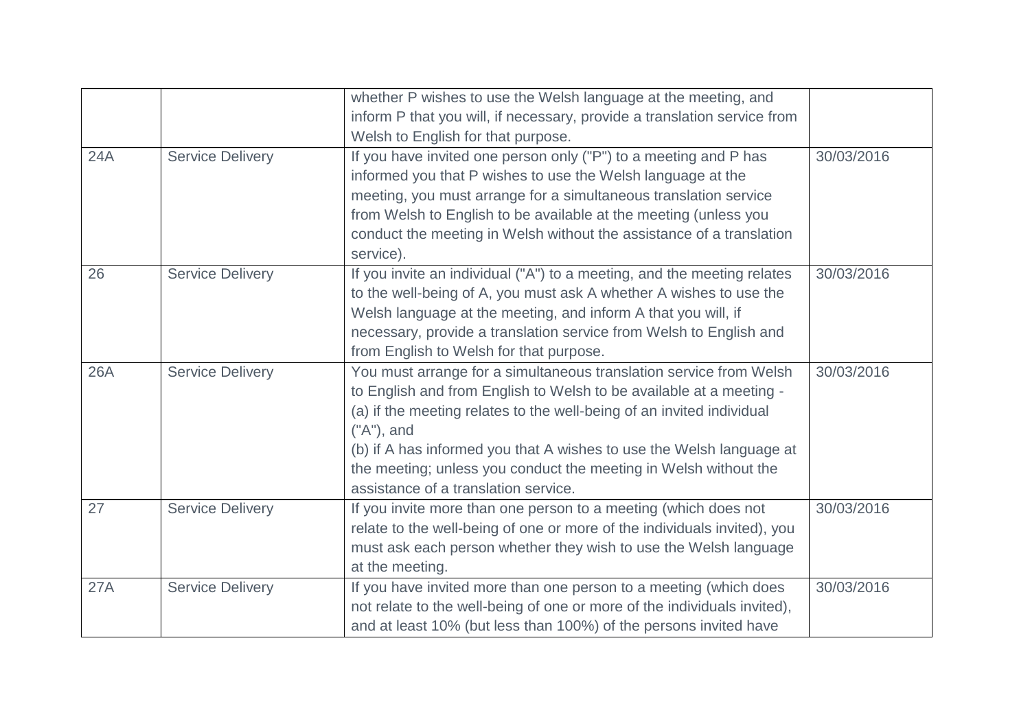| | | | |
|---|---|---|---|
| | | whether P wishes to use the Welsh language at the meeting, and inform P that you will, if necessary, provide a translation service from Welsh to English for that purpose. | |
| 24A | Service Delivery | If you have invited one person only ("P") to a meeting and P has informed you that P wishes to use the Welsh language at the meeting, you must arrange for a simultaneous translation service from Welsh to English to be available at the meeting (unless you conduct the meeting in Welsh without the assistance of a translation service). | 30/03/2016 |
| 26 | Service Delivery | If you invite an individual ("A") to a meeting, and the meeting relates to the well-being of A, you must ask A whether A wishes to use the Welsh language at the meeting, and inform A that you will, if necessary, provide a translation service from Welsh to English and from English to Welsh for that purpose. | 30/03/2016 |
| 26A | Service Delivery | You must arrange for a simultaneous translation service from Welsh to English and from English to Welsh to be available at a meeting - (a) if the meeting relates to the well-being of an invited individual ("A"), and (b) if A has informed you that A wishes to use the Welsh language at the meeting; unless you conduct the meeting in Welsh without the assistance of a translation service. | 30/03/2016 |
| 27 | Service Delivery | If you invite more than one person to a meeting (which does not relate to the well-being of one or more of the individuals invited), you must ask each person whether they wish to use the Welsh language at the meeting. | 30/03/2016 |
| 27A | Service Delivery | If you have invited more than one person to a meeting (which does not relate to the well-being of one or more of the individuals invited), and at least 10% (but less than 100%) of the persons invited have | 30/03/2016 |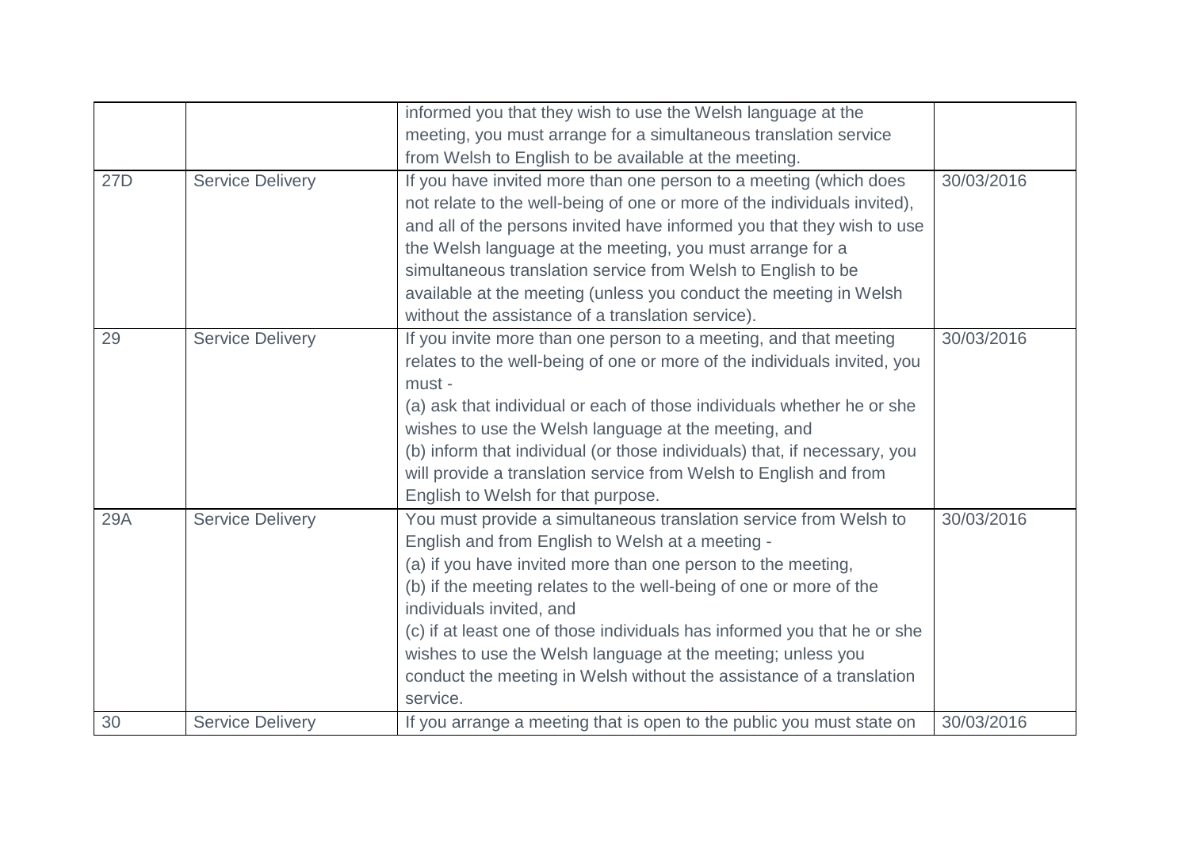| | | | |
|---|---|---|---|
| | | informed you that they wish to use the Welsh language at the meeting, you must arrange for a simultaneous translation service from Welsh to English to be available at the meeting. | |
| 27D | Service Delivery | If you have invited more than one person to a meeting (which does not relate to the well-being of one or more of the individuals invited), and all of the persons invited have informed you that they wish to use the Welsh language at the meeting, you must arrange for a simultaneous translation service from Welsh to English to be available at the meeting (unless you conduct the meeting in Welsh without the assistance of a translation service). | 30/03/2016 |
| 29 | Service Delivery | If you invite more than one person to a meeting, and that meeting relates to the well-being of one or more of the individuals invited, you must -<br>(a) ask that individual or each of those individuals whether he or she wishes to use the Welsh language at the meeting, and<br>(b) inform that individual (or those individuals) that, if necessary, you will provide a translation service from Welsh to English and from English to Welsh for that purpose. | 30/03/2016 |
| 29A | Service Delivery | You must provide a simultaneous translation service from Welsh to English and from English to Welsh at a meeting -<br>(a) if you have invited more than one person to the meeting,<br>(b) if the meeting relates to the well-being of one or more of the individuals invited, and<br>(c) if at least one of those individuals has informed you that he or she wishes to use the Welsh language at the meeting; unless you conduct the meeting in Welsh without the assistance of a translation service. | 30/03/2016 |
| 30 | Service Delivery | If you arrange a meeting that is open to the public you must state on | 30/03/2016 |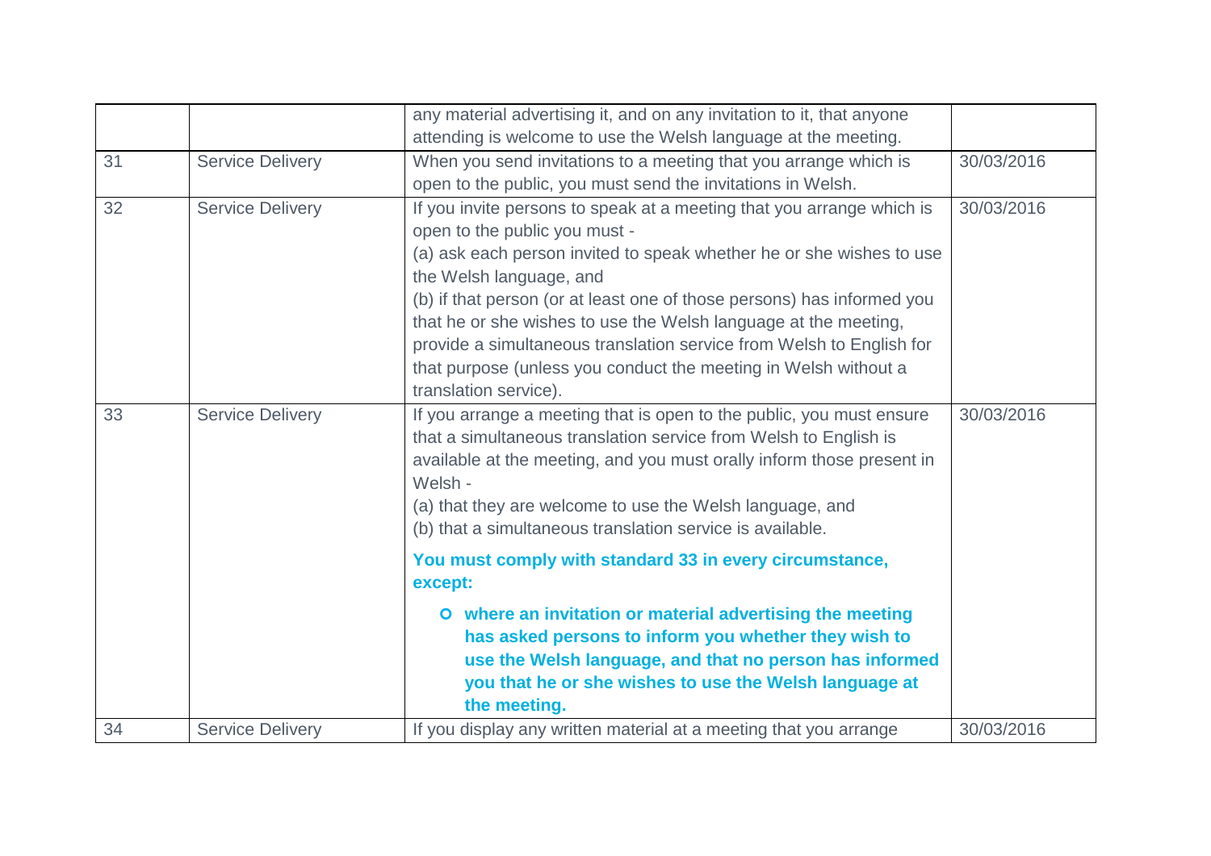| | | | |
|---|---|---|---|
| | | any material advertising it, and on any invitation to it, that anyone attending is welcome to use the Welsh language at the meeting. | |
| 31 | Service Delivery | When you send invitations to a meeting that you arrange which is open to the public, you must send the invitations in Welsh. | 30/03/2016 |
| 32 | Service Delivery | If you invite persons to speak at a meeting that you arrange which is open to the public you must -<br>(a) ask each person invited to speak whether he or she wishes to use the Welsh language, and<br>(b) if that person (or at least one of those persons) has informed you that he or she wishes to use the Welsh language at the meeting, provide a simultaneous translation service from Welsh to English for that purpose (unless you conduct the meeting in Welsh without a translation service). | 30/03/2016 |
| 33 | Service Delivery | If you arrange a meeting that is open to the public, you must ensure that a simultaneous translation service from Welsh to English is available at the meeting, and you must orally inform those present in Welsh -<br>(a) that they are welcome to use the Welsh language, and<br>(b) that a simultaneous translation service is available.<br>**You must comply with standard 33 in every circumstance, except:**<br>- **where an invitation or material advertising the meeting has asked persons to inform you whether they wish to use the Welsh language, and that no person has informed you that he or she wishes to use the Welsh language at the meeting.** | 30/03/2016 |
| 34 | Service Delivery | If you display any written material at a meeting that you arrange | 30/03/2016 |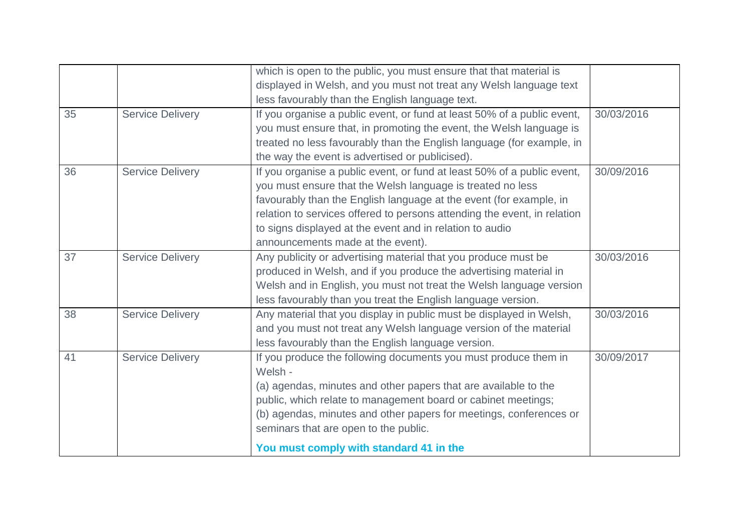| | | | |
|---|---|---|---|
| | | which is open to the public, you must ensure that that material is displayed in Welsh, and you must not treat any Welsh language text less favourably than the English language text. | |
| 35 | Service Delivery | If you organise a public event, or fund at least 50% of a public event, you must ensure that, in promoting the event, the Welsh language is treated no less favourably than the English language (for example, in the way the event is advertised or publicised). | 30/03/2016 |
| 36 | Service Delivery | If you organise a public event, or fund at least 50% of a public event, you must ensure that the Welsh language is treated no less favourably than the English language at the event (for example, in relation to services offered to persons attending the event, in relation to signs displayed at the event and in relation to audio announcements made at the event). | 30/09/2016 |
| 37 | Service Delivery | Any publicity or advertising material that you produce must be produced in Welsh, and if you produce the advertising material in Welsh and in English, you must not treat the Welsh language version less favourably than you treat the English language version. | 30/03/2016 |
| 38 | Service Delivery | Any material that you display in public must be displayed in Welsh, and you must not treat any Welsh language version of the material less favourably than the English language version. | 30/03/2016 |
| 41 | Service Delivery | If you produce the following documents you must produce them in Welsh -<br>(a) agendas, minutes and other papers that are available to the public, which relate to management board or cabinet meetings;<br>(b) agendas, minutes and other papers for meetings, conferences or seminars that are open to the public.<br>**You must comply with standard 41 in the** | 30/09/2017 |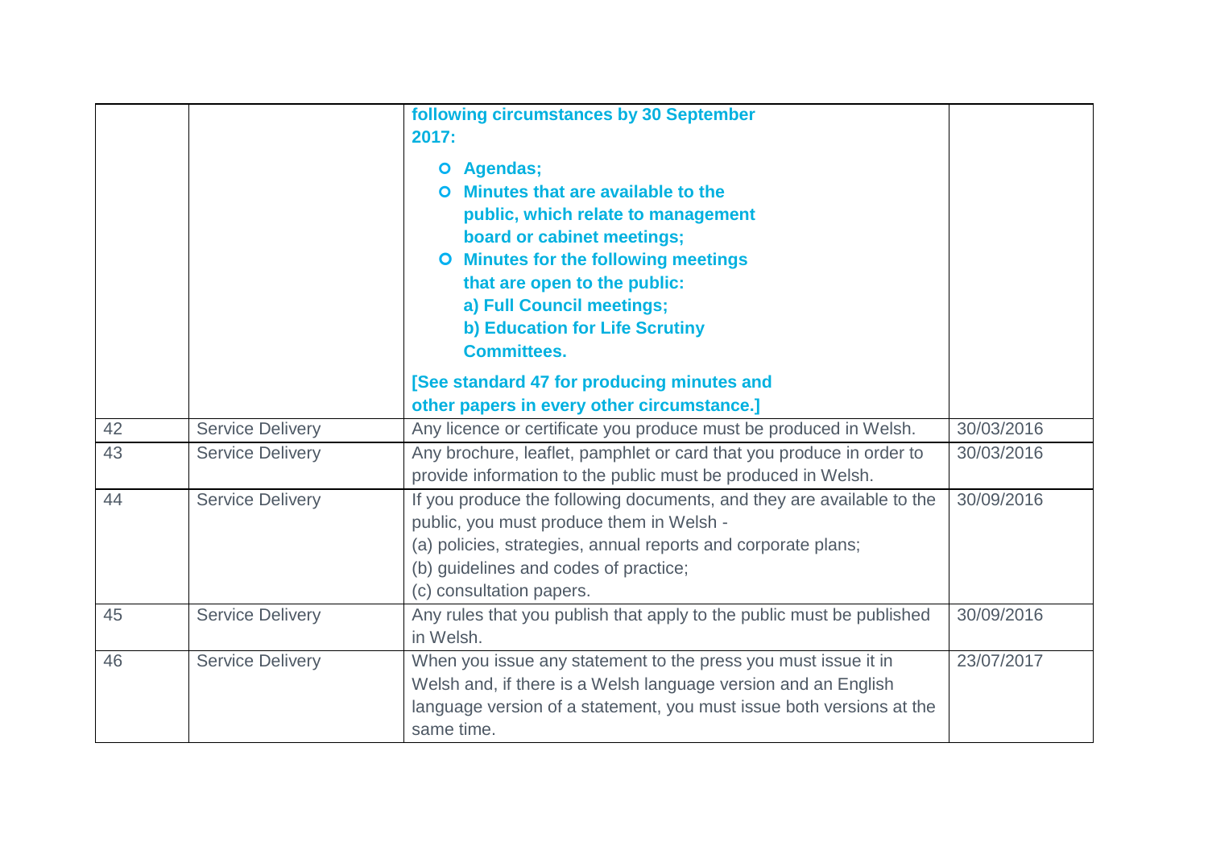| | | | |
|---|---|---|---|
| | | **following circumstances by 30 September 2017:**<br>• **Agendas;**<br>• **Minutes that are available to the public, which relate to management board or cabinet meetings;**<br>• **Minutes for the following meetings that are open to the public:**<br>**a) Full Council meetings;**<br>**b) Education for Life Scrutiny Committees.**<br>**[See standard 47 for producing minutes and other papers in every other circumstance.]** | |
| 42 | Service Delivery | Any licence or certificate you produce must be produced in Welsh. | 30/03/2016 |
| 43 | Service Delivery | Any brochure, leaflet, pamphlet or card that you produce in order to provide information to the public must be produced in Welsh. | 30/03/2016 |
| 44 | Service Delivery | If you produce the following documents, and they are available to the public, you must produce them in Welsh -<br>(a) policies, strategies, annual reports and corporate plans;<br>(b) guidelines and codes of practice;<br>(c) consultation papers. | 30/09/2016 |
| 45 | Service Delivery | Any rules that you publish that apply to the public must be published in Welsh. | 30/09/2016 |
| 46 | Service Delivery | When you issue any statement to the press you must issue it in Welsh and, if there is a Welsh language version and an English language version of a statement, you must issue both versions at the same time. | 23/07/2017 |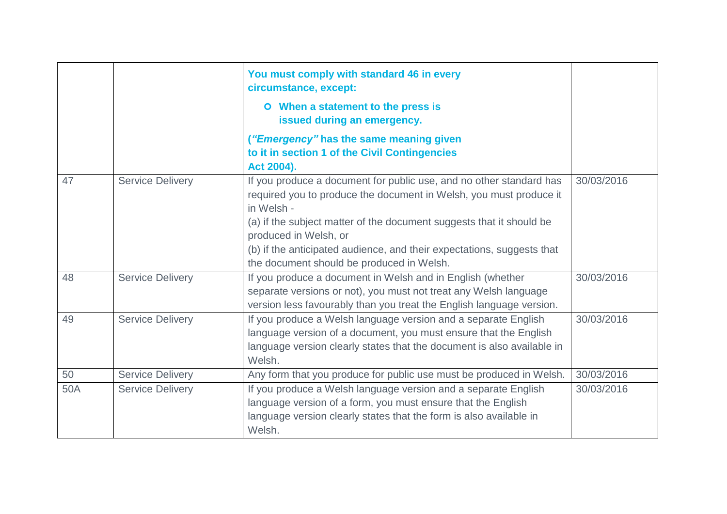| | | | |
|---|---|---|---|
| | | **You must comply with standard 46 in every circumstance, except:**<br>○ **When a statement to the press is issued during an emergency.**<br>**(*"Emergency"* has the same meaning given to it in section 1 of the Civil Contingencies Act 2004).** | |
| 47 | Service Delivery | If you produce a document for public use, and no other standard has required you to produce the document in Welsh, you must produce it in Welsh -<br>(a) if the subject matter of the document suggests that it should be produced in Welsh, or<br>(b) if the anticipated audience, and their expectations, suggests that the document should be produced in Welsh. | 30/03/2016 |
| 48 | Service Delivery | If you produce a document in Welsh and in English (whether separate versions or not), you must not treat any Welsh language version less favourably than you treat the English language version. | 30/03/2016 |
| 49 | Service Delivery | If you produce a Welsh language version and a separate English language version of a document, you must ensure that the English language version clearly states that the document is also available in Welsh. | 30/03/2016 |
| 50 | Service Delivery | Any form that you produce for public use must be produced in Welsh. | 30/03/2016 |
| 50A | Service Delivery | If you produce a Welsh language version and a separate English language version of a form, you must ensure that the English language version clearly states that the form is also available in Welsh. | 30/03/2016 |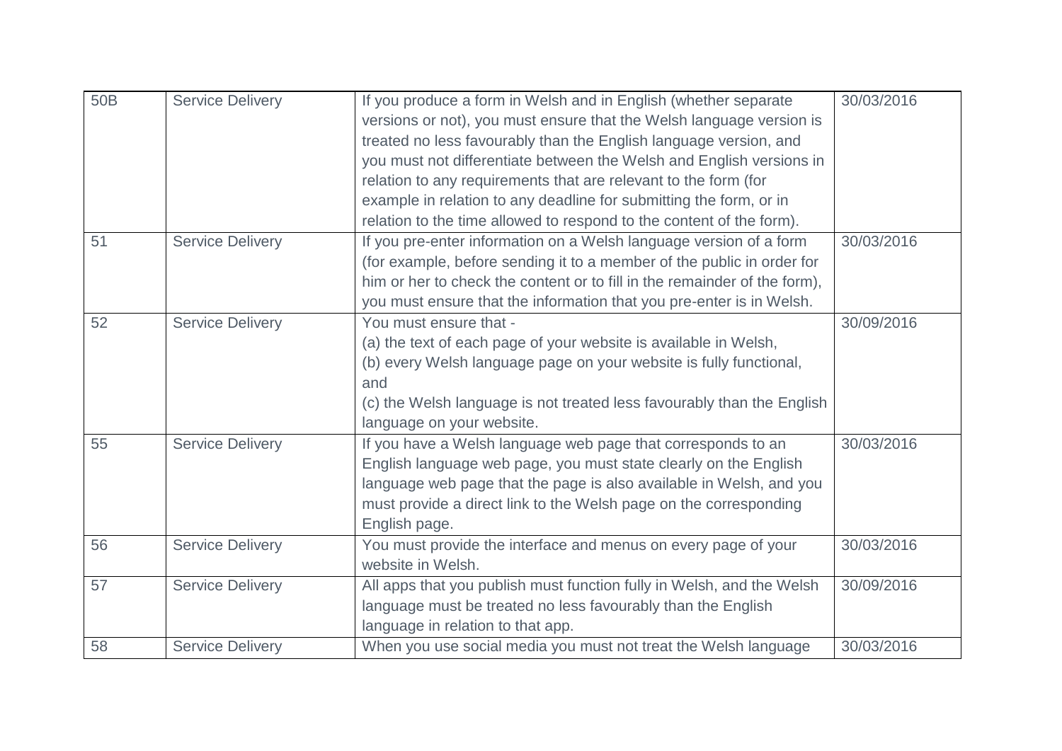| 50B | Service Delivery | If you produce a form in Welsh and in English (whether separate versions or not), you must ensure that the Welsh language version is treated no less favourably than the English language version, and you must not differentiate between the Welsh and English versions in relation to any requirements that are relevant to the form (for example in relation to any deadline for submitting the form, or in relation to the time allowed to respond to the content of the form). | 30/03/2016 |
|---|---|---|---|
| 51 | Service Delivery | If you pre-enter information on a Welsh language version of a form (for example, before sending it to a member of the public in order for him or her to check the content or to fill in the remainder of the form), you must ensure that the information that you pre-enter is in Welsh. | 30/03/2016 |
| 52 | Service Delivery | You must ensure that -<br>(a) the text of each page of your website is available in Welsh,<br>(b) every Welsh language page on your website is fully functional, and<br>(c) the Welsh language is not treated less favourably than the English language on your website. | 30/09/2016 |
| 55 | Service Delivery | If you have a Welsh language web page that corresponds to an English language web page, you must state clearly on the English language web page that the page is also available in Welsh, and you must provide a direct link to the Welsh page on the corresponding English page. | 30/03/2016 |
| 56 | Service Delivery | You must provide the interface and menus on every page of your website in Welsh. | 30/03/2016 |
| 57 | Service Delivery | All apps that you publish must function fully in Welsh, and the Welsh language must be treated no less favourably than the English language in relation to that app. | 30/09/2016 |
| 58 | Service Delivery | When you use social media you must not treat the Welsh language | 30/03/2016 |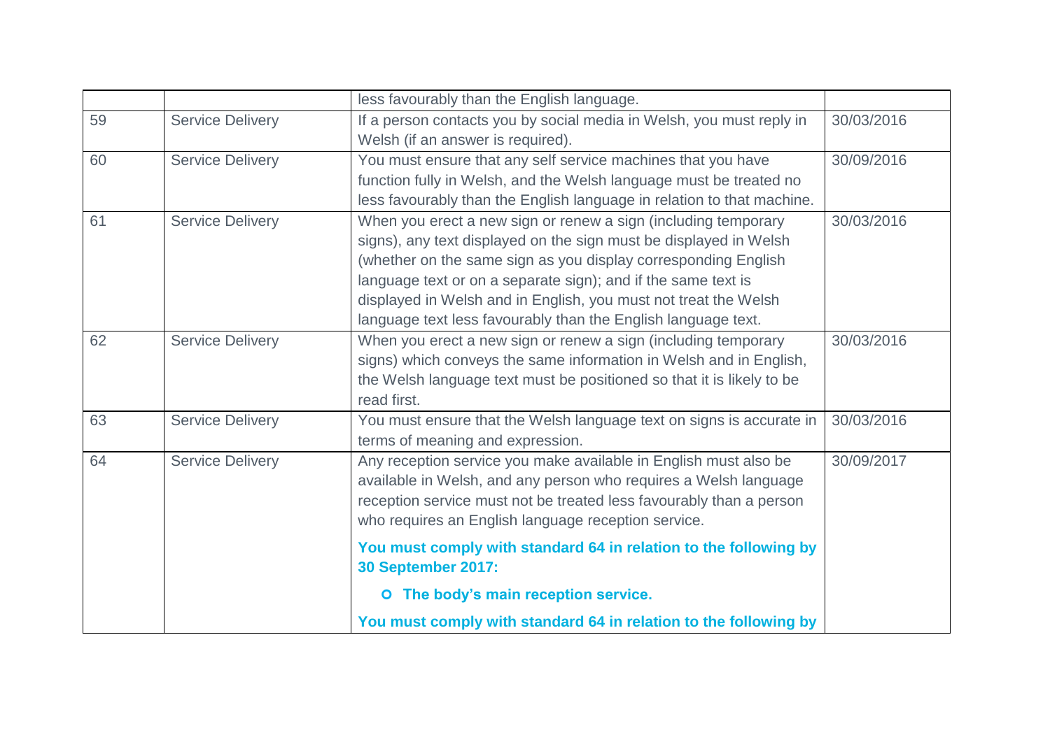| | | | |
|---|---|---|---|
| | | less favourably than the English language. | |
| 59 | Service Delivery | If a person contacts you by social media in Welsh, you must reply in Welsh (if an answer is required). | 30/03/2016 |
| 60 | Service Delivery | You must ensure that any self service machines that you have function fully in Welsh, and the Welsh language must be treated no less favourably than the English language in relation to that machine. | 30/09/2016 |
| 61 | Service Delivery | When you erect a new sign or renew a sign (including temporary signs), any text displayed on the sign must be displayed in Welsh (whether on the same sign as you display corresponding English language text or on a separate sign); and if the same text is displayed in Welsh and in English, you must not treat the Welsh language text less favourably than the English language text. | 30/03/2016 |
| 62 | Service Delivery | When you erect a new sign or renew a sign (including temporary signs) which conveys the same information in Welsh and in English, the Welsh language text must be positioned so that it is likely to be read first. | 30/03/2016 |
| 63 | Service Delivery | You must ensure that the Welsh language text on signs is accurate in terms of meaning and expression. | 30/03/2016 |
| 64 | Service Delivery | Any reception service you make available in English must also be available in Welsh, and any person who requires a Welsh language reception service must not be treated less favourably than a person who requires an English language reception service.<br><br>**You must comply with standard 64 in relation to the following by 30 September 2017:**<br><br>- **The body's main reception service.**<br><br>**You must comply with standard 64 in relation to the following by** | 30/09/2017 |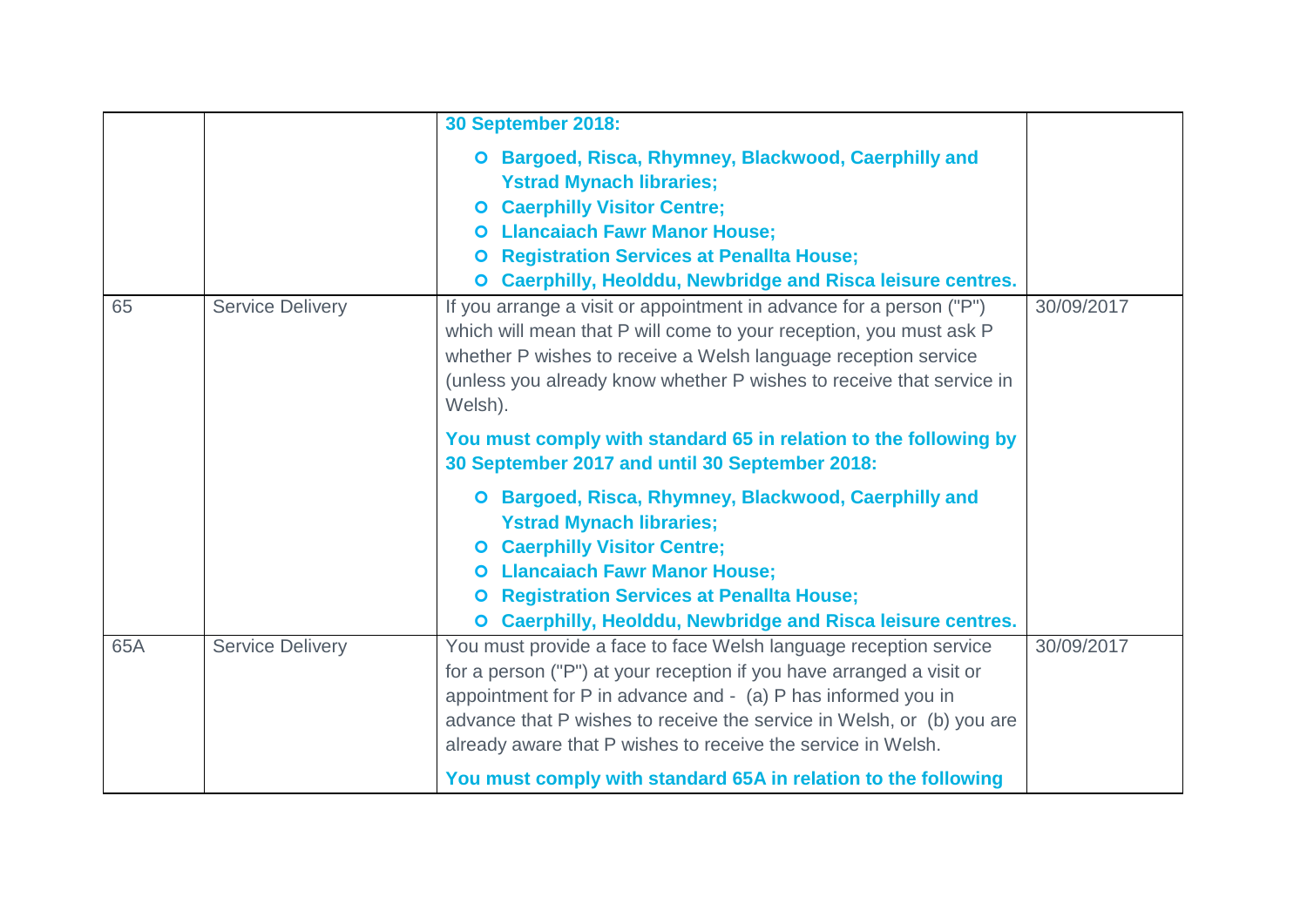| | | | |
|---|---|---|---|
| | | **30 September 2018:**<br>- **Bargoed, Risca, Rhymney, Blackwood, Caerphilly and Ystrad Mynach libraries;**<br>- **Caerphilly Visitor Centre;**<br>- **Llancaiach Fawr Manor House;**<br>- **Registration Services at Penallta House;**<br>- **Caerphilly, Heolddu, Newbridge and Risca leisure centres.** | |
| 65 | Service Delivery | If you arrange a visit or appointment in advance for a person ("P") which will mean that P will come to your reception, you must ask P whether P wishes to receive a Welsh language reception service (unless you already know whether P wishes to receive that service in Welsh).<br><br>**You must comply with standard 65 in relation to the following by 30 September 2017 and until 30 September 2018:**<br>- **Bargoed, Risca, Rhymney, Blackwood, Caerphilly and Ystrad Mynach libraries;**<br>- **Caerphilly Visitor Centre;**<br>- **Llancaiach Fawr Manor House;**<br>- **Registration Services at Penallta House;**<br>- **Caerphilly, Heolddu, Newbridge and Risca leisure centres.** | 30/09/2017 |
| 65A | Service Delivery | You must provide a face to face Welsh language reception service for a person ("P") at your reception if you have arranged a visit or appointment for P in advance and - (a) P has informed you in advance that P wishes to receive the service in Welsh, or (b) you are already aware that P wishes to receive the service in Welsh.<br><br>**You must comply with standard 65A in relation to the following** | 30/09/2017 |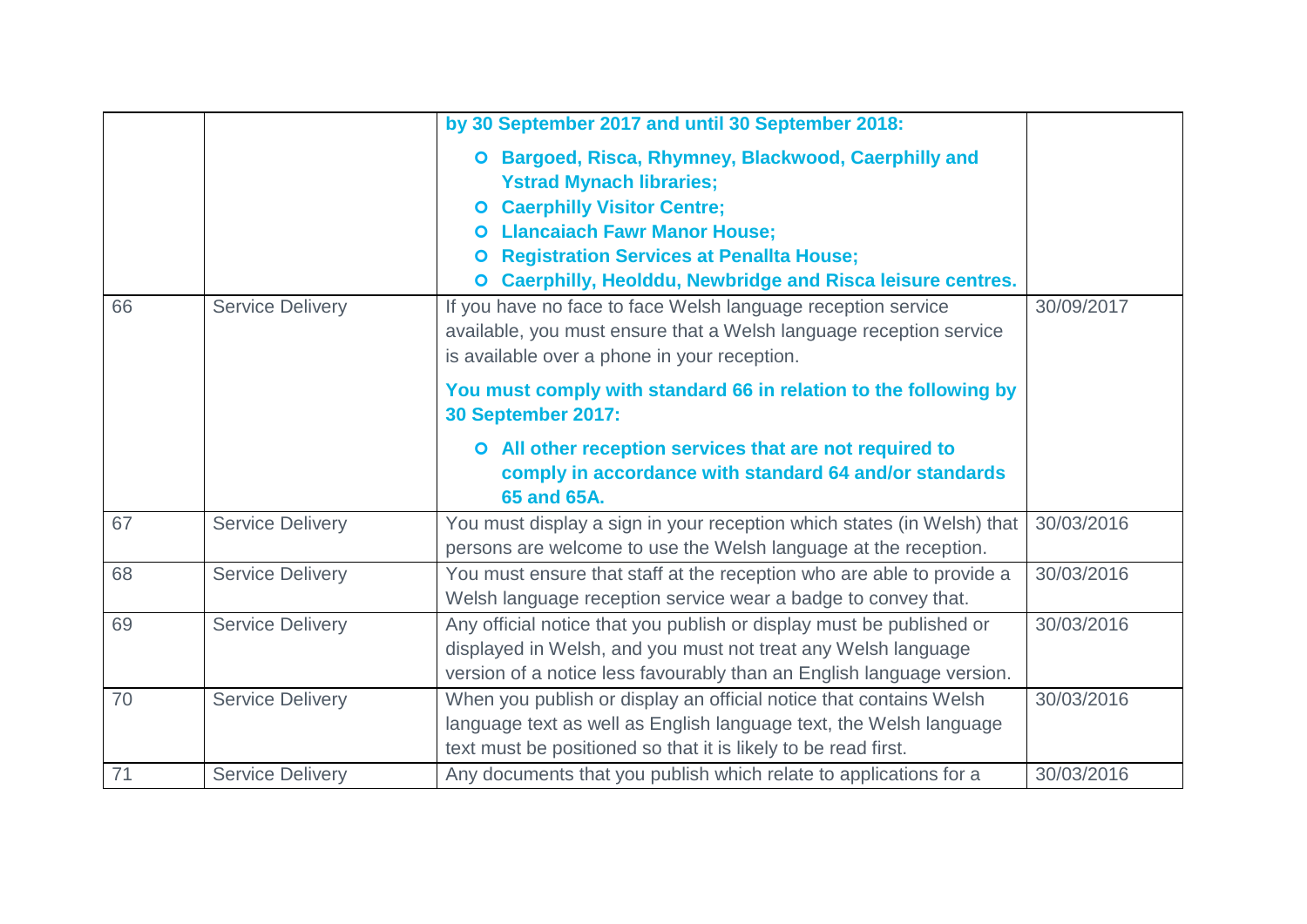| | | | |
|---|---|---|---|
| | | **by 30 September 2017 and until 30 September 2018:**<br>- **Bargoed, Risca, Rhymney, Blackwood, Caerphilly and Ystrad Mynach libraries;**<br>- **Caerphilly Visitor Centre;**<br>- **Llancaiach Fawr Manor House;**<br>- **Registration Services at Penallta House;**<br>- **Caerphilly, Heolddu, Newbridge and Risca leisure centres.** | |
| 66 | Service Delivery | If you have no face to face Welsh language reception service available, you must ensure that a Welsh language reception service is available over a phone in your reception.<br>**You must comply with standard 66 in relation to the following by 30 September 2017:**<br>- **All other reception services that are not required to comply in accordance with standard 64 and/or standards 65 and 65A.** | 30/09/2017 |
| 67 | Service Delivery | You must display a sign in your reception which states (in Welsh) that persons are welcome to use the Welsh language at the reception. | 30/03/2016 |
| 68 | Service Delivery | You must ensure that staff at the reception who are able to provide a Welsh language reception service wear a badge to convey that. | 30/03/2016 |
| 69 | Service Delivery | Any official notice that you publish or display must be published or displayed in Welsh, and you must not treat any Welsh language version of a notice less favourably than an English language version. | 30/03/2016 |
| 70 | Service Delivery | When you publish or display an official notice that contains Welsh language text as well as English language text, the Welsh language text must be positioned so that it is likely to be read first. | 30/03/2016 |
| 71 | Service Delivery | Any documents that you publish which relate to applications for a | 30/03/2016 |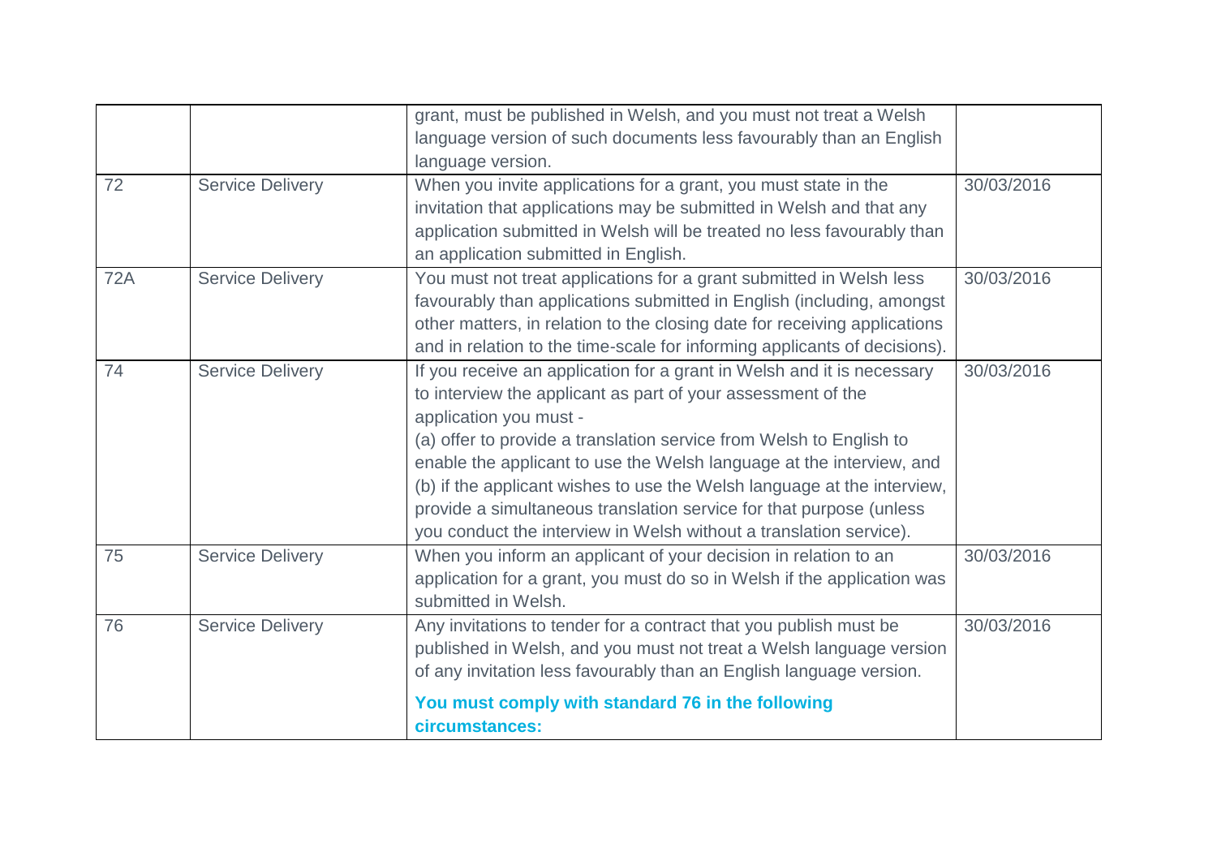| | | | |
|---|---|---|---|
| | | grant, must be published in Welsh, and you must not treat a Welsh language version of such documents less favourably than an English language version. | |
| 72 | Service Delivery | When you invite applications for a grant, you must state in the invitation that applications may be submitted in Welsh and that any application submitted in Welsh will be treated no less favourably than an application submitted in English. | 30/03/2016 |
| 72A | Service Delivery | You must not treat applications for a grant submitted in Welsh less favourably than applications submitted in English (including, amongst other matters, in relation to the closing date for receiving applications and in relation to the time-scale for informing applicants of decisions). | 30/03/2016 |
| 74 | Service Delivery | If you receive an application for a grant in Welsh and it is necessary to interview the applicant as part of your assessment of the application you must -<br>(a) offer to provide a translation service from Welsh to English to enable the applicant to use the Welsh language at the interview, and<br>(b) if the applicant wishes to use the Welsh language at the interview, provide a simultaneous translation service for that purpose (unless you conduct the interview in Welsh without a translation service). | 30/03/2016 |
| 75 | Service Delivery | When you inform an applicant of your decision in relation to an application for a grant, you must do so in Welsh if the application was submitted in Welsh. | 30/03/2016 |
| 76 | Service Delivery | Any invitations to tender for a contract that you publish must be published in Welsh, and you must not treat a Welsh language version of any invitation less favourably than an English language version.<br><br>**You must comply with standard 76 in the following circumstances:** | 30/03/2016 |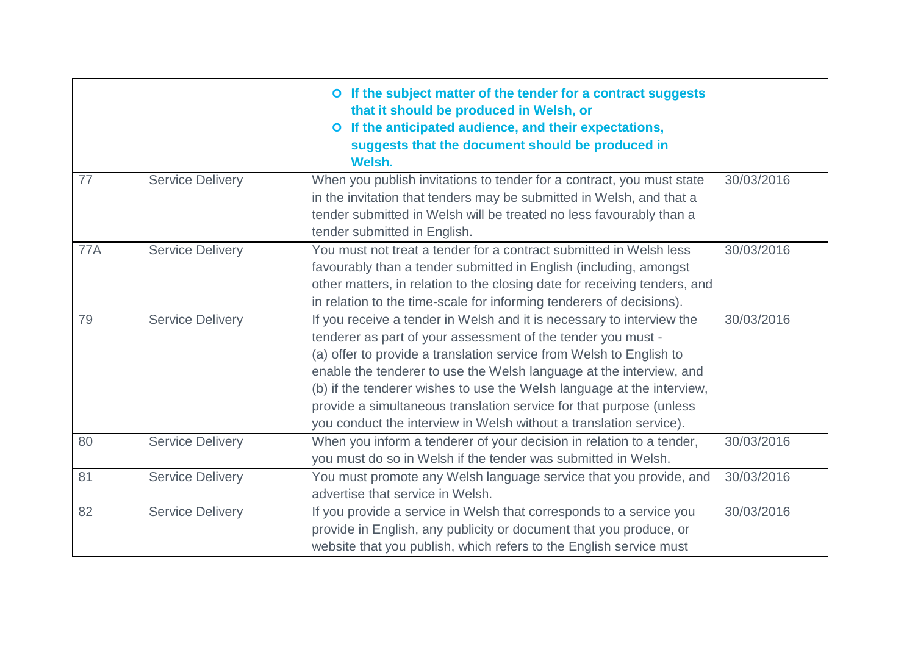| | | | |
|---|---|---|---|
| | | - **If the subject matter of the tender for a contract suggests that it should be produced in Welsh, or**<br>- **If the anticipated audience, and their expectations, suggests that the document should be produced in Welsh.** | |
| 77 | Service Delivery | When you publish invitations to tender for a contract, you must state in the invitation that tenders may be submitted in Welsh, and that a tender submitted in Welsh will be treated no less favourably than a tender submitted in English. | 30/03/2016 |
| 77A | Service Delivery | You must not treat a tender for a contract submitted in Welsh less favourably than a tender submitted in English (including, amongst other matters, in relation to the closing date for receiving tenders, and in relation to the time-scale for informing tenderers of decisions). | 30/03/2016 |
| 79 | Service Delivery | If you receive a tender in Welsh and it is necessary to interview the tenderer as part of your assessment of the tender you must -<br>(a) offer to provide a translation service from Welsh to English to enable the tenderer to use the Welsh language at the interview, and<br>(b) if the tenderer wishes to use the Welsh language at the interview, provide a simultaneous translation service for that purpose (unless you conduct the interview in Welsh without a translation service). | 30/03/2016 |
| 80 | Service Delivery | When you inform a tenderer of your decision in relation to a tender, you must do so in Welsh if the tender was submitted in Welsh. | 30/03/2016 |
| 81 | Service Delivery | You must promote any Welsh language service that you provide, and advertise that service in Welsh. | 30/03/2016 |
| 82 | Service Delivery | If you provide a service in Welsh that corresponds to a service you provide in English, any publicity or document that you produce, or website that you publish, which refers to the English service must | 30/03/2016 |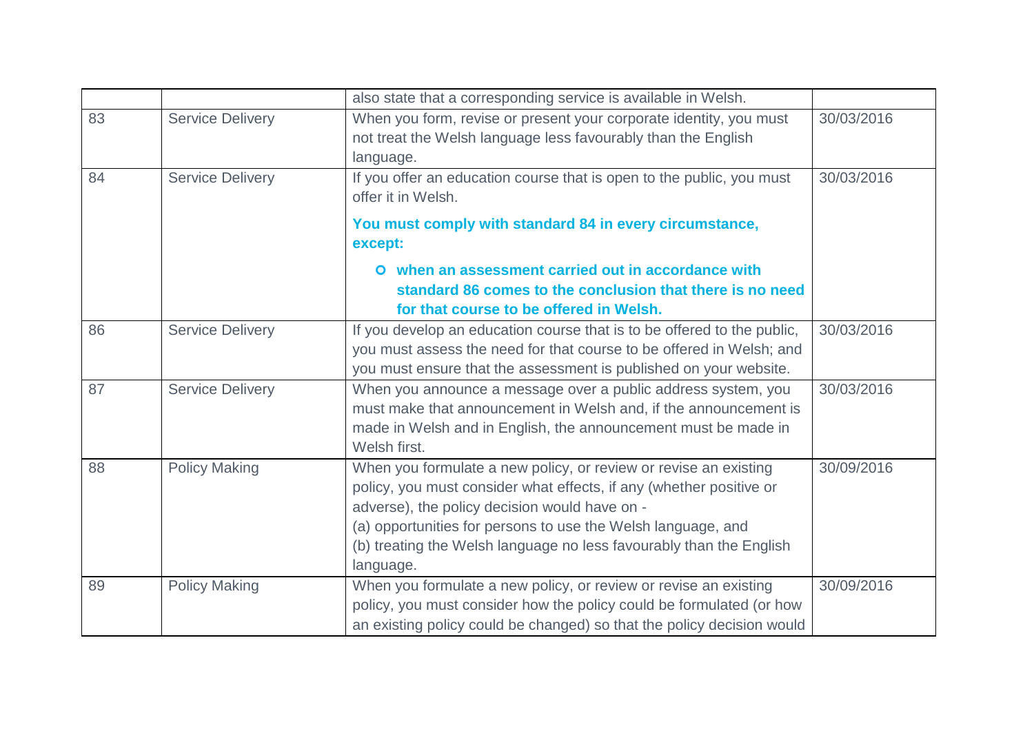| | | | |
|---|---|---|---|
| | | also state that a corresponding service is available in Welsh. | |
| 83 | Service Delivery | When you form, revise or present your corporate identity, you must not treat the Welsh language less favourably than the English language. | 30/03/2016 |
| 84 | Service Delivery | If you offer an education course that is open to the public, you must offer it in Welsh.<br><br>**You must comply with standard 84 in every circumstance, except:**<br><br>- **when an assessment carried out in accordance with standard 86 comes to the conclusion that there is no need for that course to be offered in Welsh.** | 30/03/2016 |
| 86 | Service Delivery | If you develop an education course that is to be offered to the public, you must assess the need for that course to be offered in Welsh; and you must ensure that the assessment is published on your website. | 30/03/2016 |
| 87 | Service Delivery | When you announce a message over a public address system, you must make that announcement in Welsh and, if the announcement is made in Welsh and in English, the announcement must be made in Welsh first. | 30/03/2016 |
| 88 | Policy Making | When you formulate a new policy, or review or revise an existing policy, you must consider what effects, if any (whether positive or adverse), the policy decision would have on -<br>(a) opportunities for persons to use the Welsh language, and<br>(b) treating the Welsh language no less favourably than the English language. | 30/09/2016 |
| 89 | Policy Making | When you formulate a new policy, or review or revise an existing policy, you must consider how the policy could be formulated (or how an existing policy could be changed) so that the policy decision would | 30/09/2016 |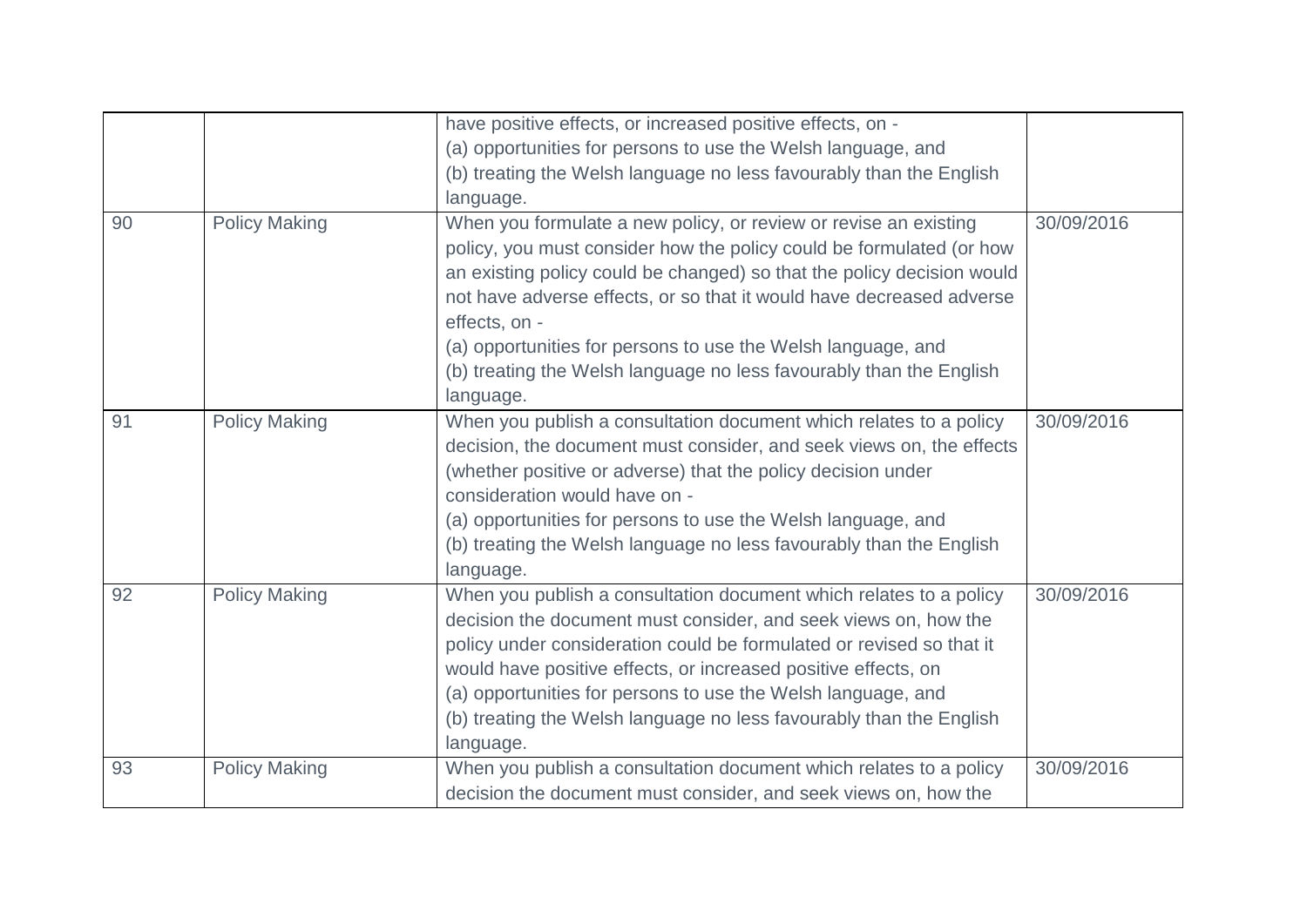| | | | |
|---|---|---|---|
| | | have positive effects, or increased positive effects, on -<br>(a) opportunities for persons to use the Welsh language, and<br>(b) treating the Welsh language no less favourably than the English language. | |
| 90 | Policy Making | When you formulate a new policy, or review or revise an existing policy, you must consider how the policy could be formulated (or how an existing policy could be changed) so that the policy decision would not have adverse effects, or so that it would have decreased adverse effects, on -<br>(a) opportunities for persons to use the Welsh language, and<br>(b) treating the Welsh language no less favourably than the English language. | 30/09/2016 |
| 91 | Policy Making | When you publish a consultation document which relates to a policy decision, the document must consider, and seek views on, the effects (whether positive or adverse) that the policy decision under consideration would have on -<br>(a) opportunities for persons to use the Welsh language, and<br>(b) treating the Welsh language no less favourably than the English language. | 30/09/2016 |
| 92 | Policy Making | When you publish a consultation document which relates to a policy decision the document must consider, and seek views on, how the policy under consideration could be formulated or revised so that it would have positive effects, or increased positive effects, on<br>(a) opportunities for persons to use the Welsh language, and<br>(b) treating the Welsh language no less favourably than the English language. | 30/09/2016 |
| 93 | Policy Making | When you publish a consultation document which relates to a policy decision the document must consider, and seek views on, how the | 30/09/2016 |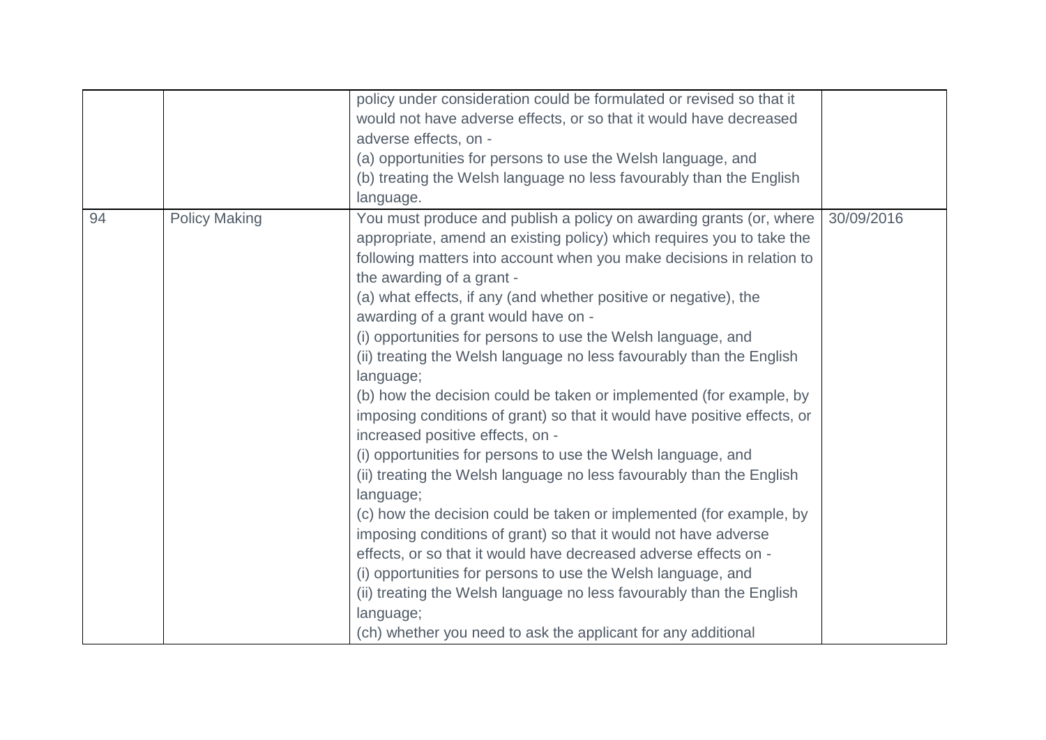| | | | |
|---|---|---|---|
| | | policy under consideration could be formulated or revised so that it would not have adverse effects, or so that it would have decreased adverse effects, on - <br>(a) opportunities for persons to use the Welsh language, and <br>(b) treating the Welsh language no less favourably than the English language. | |
| 94 | Policy Making | You must produce and publish a policy on awarding grants (or, where appropriate, amend an existing policy) which requires you to take the following matters into account when you make decisions in relation to the awarding of a grant - <br>(a) what effects, if any (and whether positive or negative), the awarding of a grant would have on - <br>(i) opportunities for persons to use the Welsh language, and <br>(ii) treating the Welsh language no less favourably than the English language; <br>(b) how the decision could be taken or implemented (for example, by imposing conditions of grant) so that it would have positive effects, or increased positive effects, on - <br>(i) opportunities for persons to use the Welsh language, and <br>(ii) treating the Welsh language no less favourably than the English language; <br>(c) how the decision could be taken or implemented (for example, by imposing conditions of grant) so that it would not have adverse effects, or so that it would have decreased adverse effects on - <br>(i) opportunities for persons to use the Welsh language, and <br>(ii) treating the Welsh language no less favourably than the English language; <br>(ch) whether you need to ask the applicant for any additional | 30/09/2016 |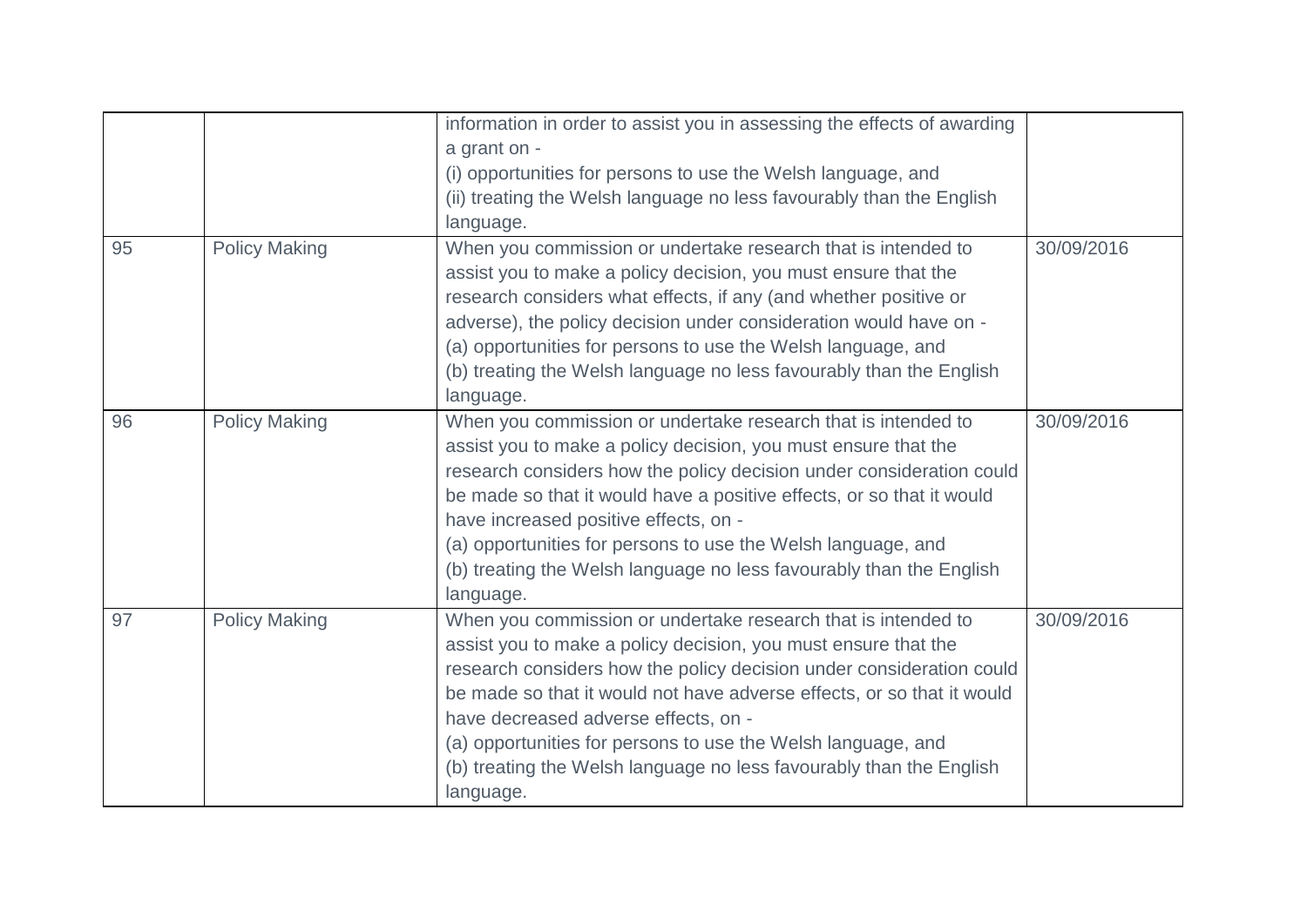| | | | |
|---|---|---|---|
| | | information in order to assist you in assessing the effects of awarding a grant on -<br>(i) opportunities for persons to use the Welsh language, and<br>(ii) treating the Welsh language no less favourably than the English language. | |
| 95 | Policy Making | When you commission or undertake research that is intended to assist you to make a policy decision, you must ensure that the research considers what effects, if any (and whether positive or adverse), the policy decision under consideration would have on -<br>(a) opportunities for persons to use the Welsh language, and<br>(b) treating the Welsh language no less favourably than the English language. | 30/09/2016 |
| 96 | Policy Making | When you commission or undertake research that is intended to assist you to make a policy decision, you must ensure that the research considers how the policy decision under consideration could be made so that it would have a positive effects, or so that it would have increased positive effects, on -<br>(a) opportunities for persons to use the Welsh language, and<br>(b) treating the Welsh language no less favourably than the English language. | 30/09/2016 |
| 97 | Policy Making | When you commission or undertake research that is intended to assist you to make a policy decision, you must ensure that the research considers how the policy decision under consideration could be made so that it would not have adverse effects, or so that it would have decreased adverse effects, on -<br>(a) opportunities for persons to use the Welsh language, and<br>(b) treating the Welsh language no less favourably than the English language. | 30/09/2016 |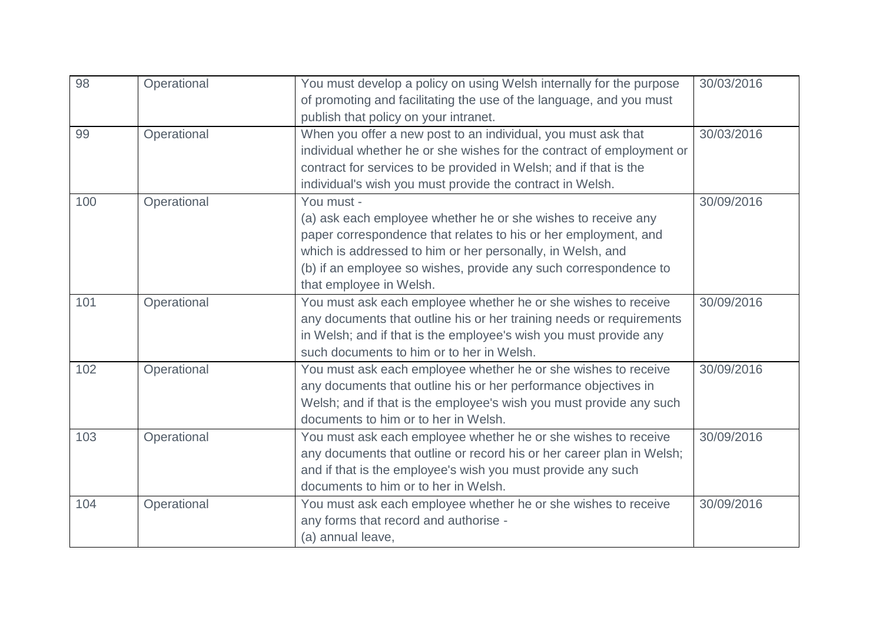| 98 | Operational | You must develop a policy on using Welsh internally for the purpose of promoting and facilitating the use of the language, and you must publish that policy on your intranet. | 30/03/2016 |
|---|---|---|---|
| 99 | Operational | When you offer a new post to an individual, you must ask that individual whether he or she wishes for the contract of employment or contract for services to be provided in Welsh; and if that is the individual's wish you must provide the contract in Welsh. | 30/03/2016 |
| 100 | Operational | You must -<br>(a) ask each employee whether he or she wishes to receive any paper correspondence that relates to his or her employment, and which is addressed to him or her personally, in Welsh, and<br>(b) if an employee so wishes, provide any such correspondence to that employee in Welsh. | 30/09/2016 |
| 101 | Operational | You must ask each employee whether he or she wishes to receive any documents that outline his or her training needs or requirements in Welsh; and if that is the employee's wish you must provide any such documents to him or to her in Welsh. | 30/09/2016 |
| 102 | Operational | You must ask each employee whether he or she wishes to receive any documents that outline his or her performance objectives in Welsh; and if that is the employee's wish you must provide any such documents to him or to her in Welsh. | 30/09/2016 |
| 103 | Operational | You must ask each employee whether he or she wishes to receive any documents that outline or record his or her career plan in Welsh; and if that is the employee's wish you must provide any such documents to him or to her in Welsh. | 30/09/2016 |
| 104 | Operational | You must ask each employee whether he or she wishes to receive any forms that record and authorise -<br>(a) annual leave, | 30/09/2016 |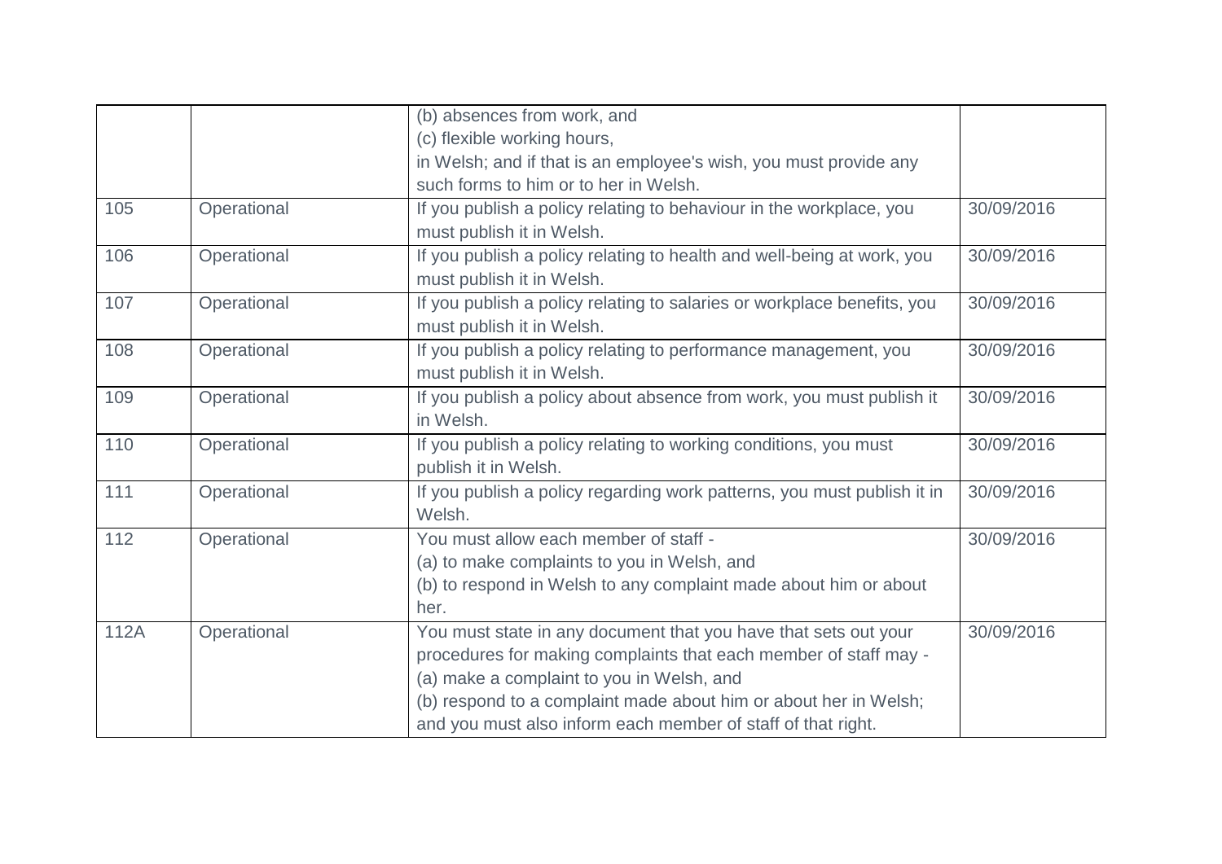| | | | |
|---|---|---|---|
| | | (b) absences from work, and<br>(c) flexible working hours,<br>in Welsh; and if that is an employee's wish, you must provide any such forms to him or to her in Welsh. | |
| 105 | Operational | If you publish a policy relating to behaviour in the workplace, you must publish it in Welsh. | 30/09/2016 |
| 106 | Operational | If you publish a policy relating to health and well-being at work, you must publish it in Welsh. | 30/09/2016 |
| 107 | Operational | If you publish a policy relating to salaries or workplace benefits, you must publish it in Welsh. | 30/09/2016 |
| 108 | Operational | If you publish a policy relating to performance management, you must publish it in Welsh. | 30/09/2016 |
| 109 | Operational | If you publish a policy about absence from work, you must publish it in Welsh. | 30/09/2016 |
| 110 | Operational | If you publish a policy relating to working conditions, you must publish it in Welsh. | 30/09/2016 |
| 111 | Operational | If you publish a policy regarding work patterns, you must publish it in Welsh. | 30/09/2016 |
| 112 | Operational | You must allow each member of staff -<br>(a) to make complaints to you in Welsh, and<br>(b) to respond in Welsh to any complaint made about him or about her. | 30/09/2016 |
| 112A | Operational | You must state in any document that you have that sets out your procedures for making complaints that each member of staff may -<br>(a) make a complaint to you in Welsh, and<br>(b) respond to a complaint made about him or about her in Welsh;<br>and you must also inform each member of staff of that right. | 30/09/2016 |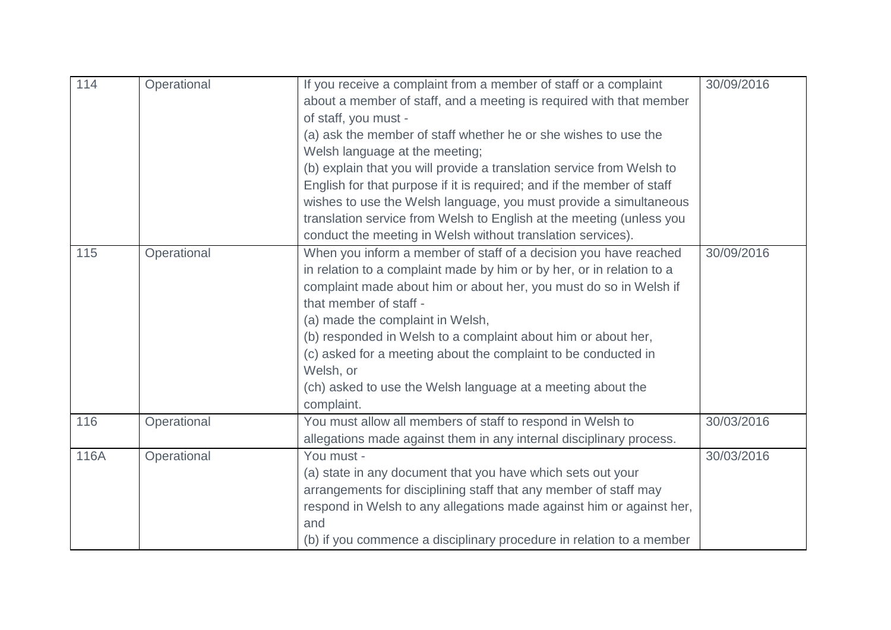| 114 | Operational | If you receive a complaint from a member of staff or a complaint about a member of staff, and a meeting is required with that member of staff, you must -<br>(a) ask the member of staff whether he or she wishes to use the Welsh language at the meeting;<br>(b) explain that you will provide a translation service from Welsh to English for that purpose if it is required; and if the member of staff wishes to use the Welsh language, you must provide a simultaneous translation service from Welsh to English at the meeting (unless you conduct the meeting in Welsh without translation services). | 30/09/2016 |
|---|---|---|---|
| 115 | Operational | When you inform a member of staff of a decision you have reached in relation to a complaint made by him or by her, or in relation to a complaint made about him or about her, you must do so in Welsh if that member of staff -<br>(a) made the complaint in Welsh,<br>(b) responded in Welsh to a complaint about him or about her,<br>(c) asked for a meeting about the complaint to be conducted in Welsh, or<br>(ch) asked to use the Welsh language at a meeting about the complaint. | 30/09/2016 |
| 116 | Operational | You must allow all members of staff to respond in Welsh to allegations made against them in any internal disciplinary process. | 30/03/2016 |
| 116A | Operational | You must -<br>(a) state in any document that you have which sets out your arrangements for disciplining staff that any member of staff may respond in Welsh to any allegations made against him or against her, and<br>(b) if you commence a disciplinary procedure in relation to a member | 30/03/2016 |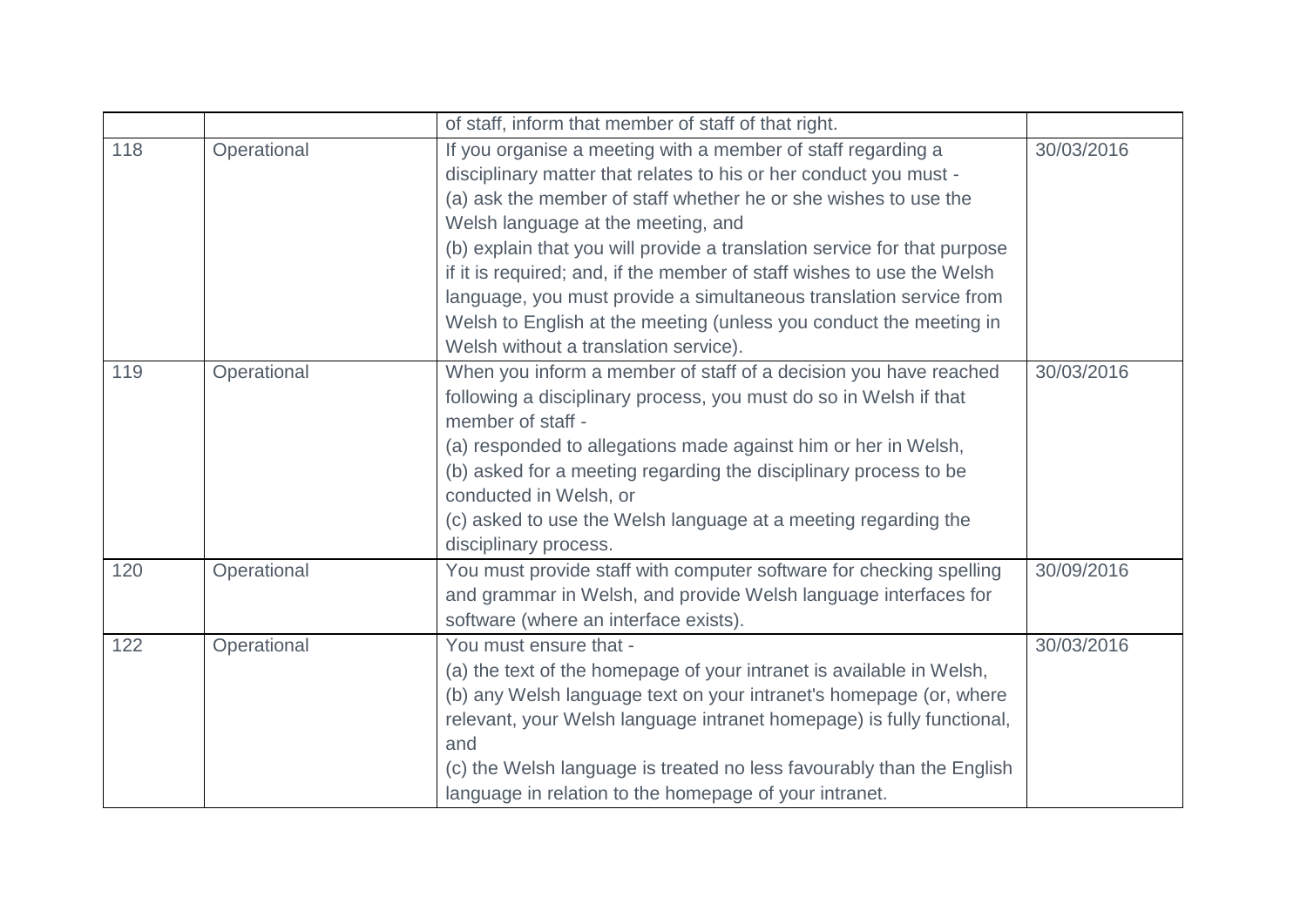| | | | |
|---|---|---|---|
| | | of staff, inform that member of staff of that right. | |
| 118 | Operational | If you organise a meeting with a member of staff regarding a disciplinary matter that relates to his or her conduct you must - (a) ask the member of staff whether he or she wishes to use the Welsh language at the meeting, and (b) explain that you will provide a translation service for that purpose if it is required; and, if the member of staff wishes to use the Welsh language, you must provide a simultaneous translation service from Welsh to English at the meeting (unless you conduct the meeting in Welsh without a translation service). | 30/03/2016 |
| 119 | Operational | When you inform a member of staff of a decision you have reached following a disciplinary process, you must do so in Welsh if that member of staff - (a) responded to allegations made against him or her in Welsh, (b) asked for a meeting regarding the disciplinary process to be conducted in Welsh, or (c) asked to use the Welsh language at a meeting regarding the disciplinary process. | 30/03/2016 |
| 120 | Operational | You must provide staff with computer software for checking spelling and grammar in Welsh, and provide Welsh language interfaces for software (where an interface exists). | 30/09/2016 |
| 122 | Operational | You must ensure that - (a) the text of the homepage of your intranet is available in Welsh, (b) any Welsh language text on your intranet's homepage (or, where relevant, your Welsh language intranet homepage) is fully functional, and (c) the Welsh language is treated no less favourably than the English language in relation to the homepage of your intranet. | 30/03/2016 |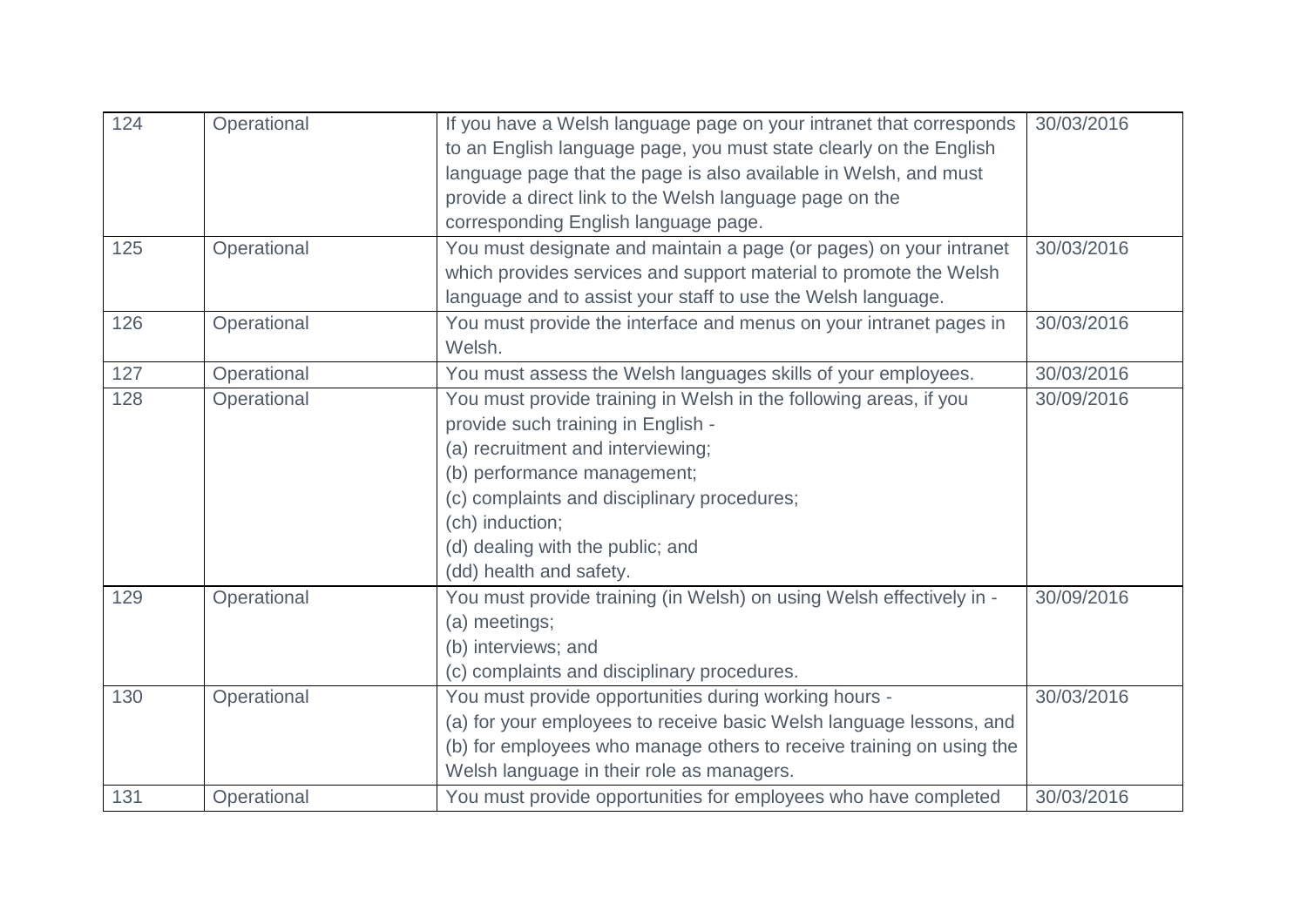| 124 | Operational | If you have a Welsh language page on your intranet that corresponds to an English language page, you must state clearly on the English language page that the page is also available in Welsh, and must provide a direct link to the Welsh language page on the corresponding English language page. | 30/03/2016 |
|---|---|---|---|
| 125 | Operational | You must designate and maintain a page (or pages) on your intranet which provides services and support material to promote the Welsh language and to assist your staff to use the Welsh language. | 30/03/2016 |
| 126 | Operational | You must provide the interface and menus on your intranet pages in Welsh. | 30/03/2016 |
| 127 | Operational | You must assess the Welsh languages skills of your employees. | 30/03/2016 |
| 128 | Operational | You must provide training in Welsh in the following areas, if you provide such training in English -<br>(a) recruitment and interviewing;<br>(b) performance management;<br>(c) complaints and disciplinary procedures;<br>(ch) induction;<br>(d) dealing with the public; and<br>(dd) health and safety. | 30/09/2016 |
| 129 | Operational | You must provide training (in Welsh) on using Welsh effectively in -<br>(a) meetings;<br>(b) interviews; and<br>(c) complaints and disciplinary procedures. | 30/09/2016 |
| 130 | Operational | You must provide opportunities during working hours -<br>(a) for your employees to receive basic Welsh language lessons, and<br>(b) for employees who manage others to receive training on using the Welsh language in their role as managers. | 30/03/2016 |
| 131 | Operational | You must provide opportunities for employees who have completed | 30/03/2016 |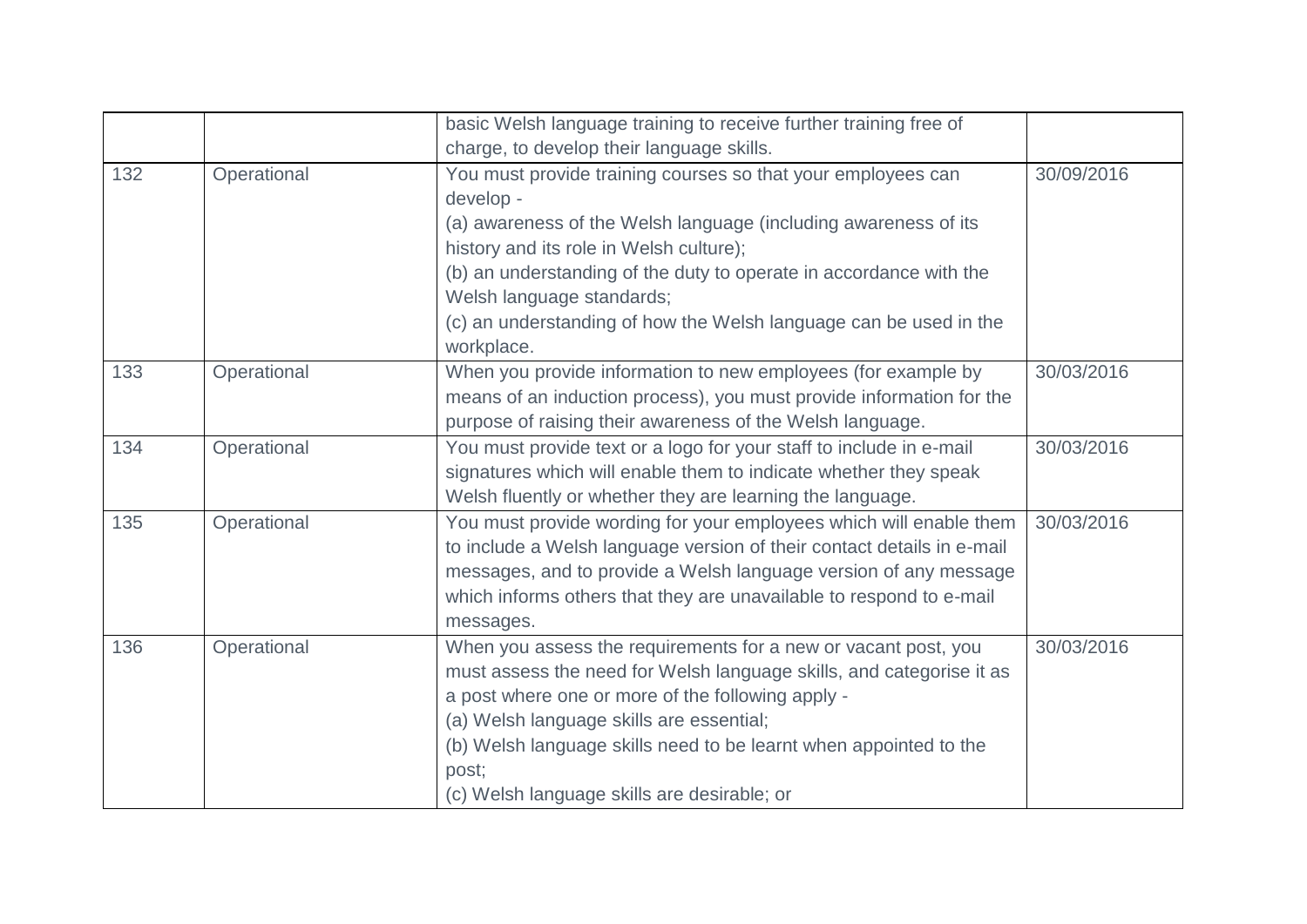| | | | |
|---|---|---|---|
| | | basic Welsh language training to receive further training free of charge, to develop their language skills. | |
| 132 | Operational | You must provide training courses so that your employees can develop -<br>(a) awareness of the Welsh language (including awareness of its history and its role in Welsh culture);<br>(b) an understanding of the duty to operate in accordance with the Welsh language standards;<br>(c) an understanding of how the Welsh language can be used in the workplace. | 30/09/2016 |
| 133 | Operational | When you provide information to new employees (for example by means of an induction process), you must provide information for the purpose of raising their awareness of the Welsh language. | 30/03/2016 |
| 134 | Operational | You must provide text or a logo for your staff to include in e-mail signatures which will enable them to indicate whether they speak Welsh fluently or whether they are learning the language. | 30/03/2016 |
| 135 | Operational | You must provide wording for your employees which will enable them to include a Welsh language version of their contact details in e-mail messages, and to provide a Welsh language version of any message which informs others that they are unavailable to respond to e-mail messages. | 30/03/2016 |
| 136 | Operational | When you assess the requirements for a new or vacant post, you must assess the need for Welsh language skills, and categorise it as a post where one or more of the following apply -<br>(a) Welsh language skills are essential;<br>(b) Welsh language skills need to be learnt when appointed to the post;<br>(c) Welsh language skills are desirable; or | 30/03/2016 |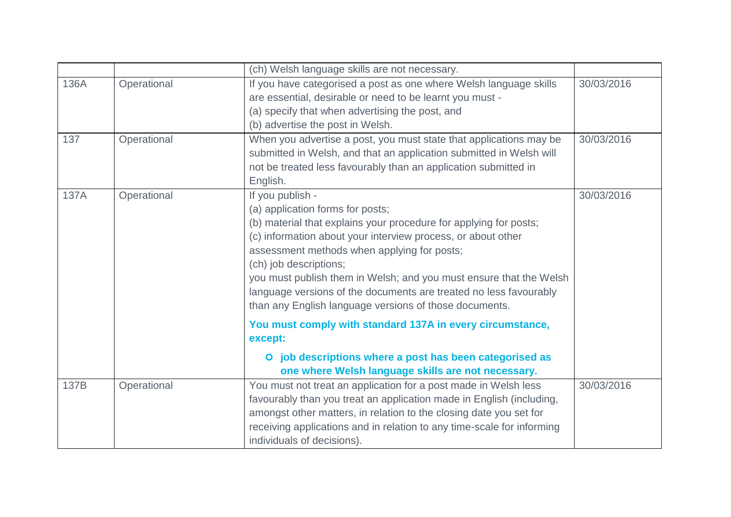| | | | |
|---|---|---|---|
| | | (ch) Welsh language skills are not necessary. | |
| 136A | Operational | If you have categorised a post as one where Welsh language skills are essential, desirable or need to be learnt you must -<br>(a) specify that when advertising the post, and<br>(b) advertise the post in Welsh. | 30/03/2016 |
| 137 | Operational | When you advertise a post, you must state that applications may be submitted in Welsh, and that an application submitted in Welsh will not be treated less favourably than an application submitted in English. | 30/03/2016 |
| 137A | Operational | If you publish -<br>(a) application forms for posts;<br>(b) material that explains your procedure for applying for posts;<br>(c) information about your interview process, or about other assessment methods when applying for posts;<br>(ch) job descriptions;<br>you must publish them in Welsh; and you must ensure that the Welsh language versions of the documents are treated no less favourably than any English language versions of those documents.<br><br>**You must comply with standard 137A in every circumstance, except:**<br><br>- **job descriptions where a post has been categorised as one where Welsh language skills are not necessary.** | 30/03/2016 |
| 137B | Operational | You must not treat an application for a post made in Welsh less favourably than you treat an application made in English (including, amongst other matters, in relation to the closing date you set for receiving applications and in relation to any time-scale for informing individuals of decisions). | 30/03/2016 |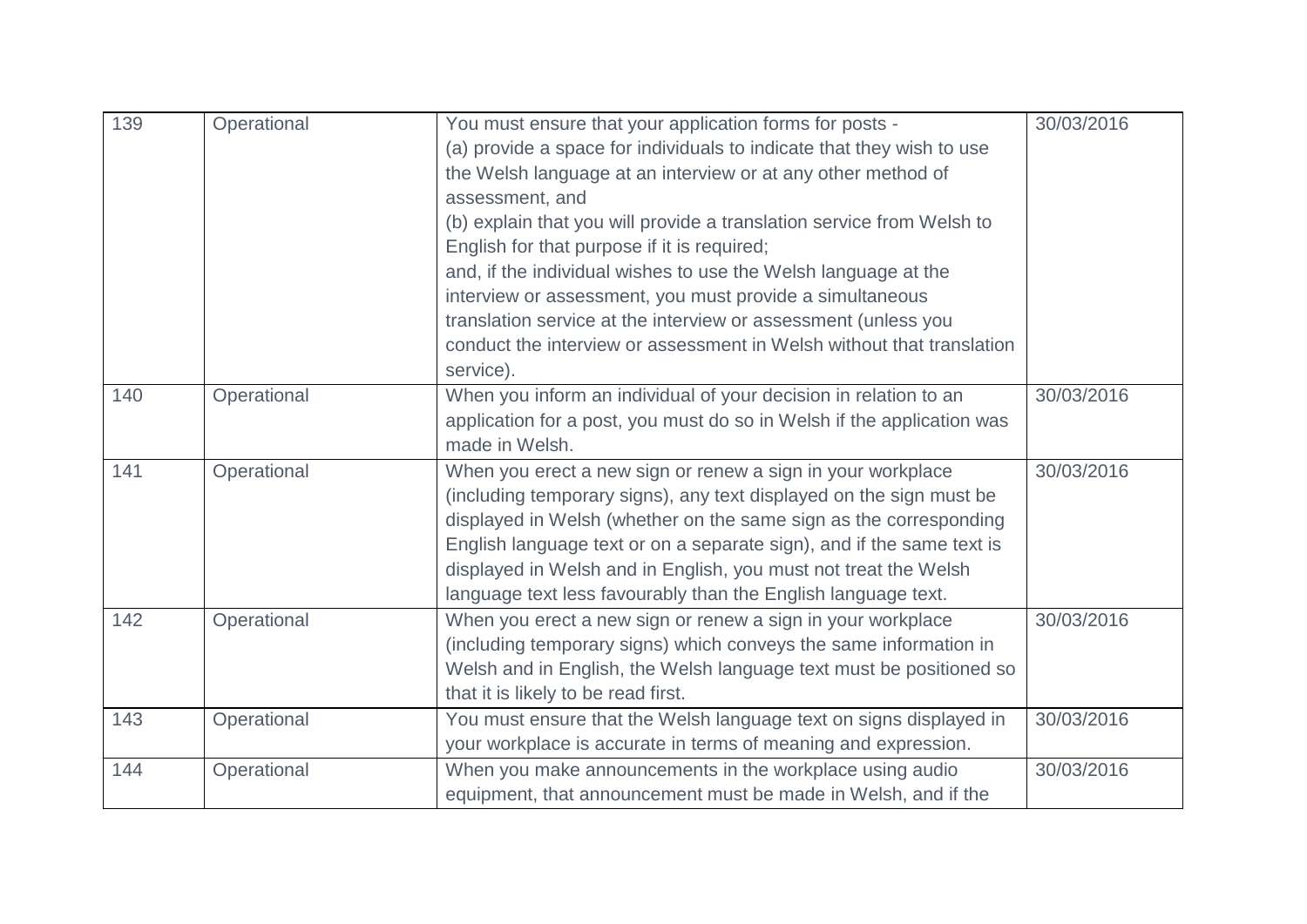| 139 | Operational | You must ensure that your application forms for posts -<br>(a) provide a space for individuals to indicate that they wish to use the Welsh language at an interview or at any other method of assessment, and<br>(b) explain that you will provide a translation service from Welsh to English for that purpose if it is required;<br>and, if the individual wishes to use the Welsh language at the interview or assessment, you must provide a simultaneous translation service at the interview or assessment (unless you conduct the interview or assessment in Welsh without that translation service). | 30/03/2016 |
|---|---|---|---|
| 140 | Operational | When you inform an individual of your decision in relation to an application for a post, you must do so in Welsh if the application was made in Welsh. | 30/03/2016 |
| 141 | Operational | When you erect a new sign or renew a sign in your workplace (including temporary signs), any text displayed on the sign must be displayed in Welsh (whether on the same sign as the corresponding English language text or on a separate sign), and if the same text is displayed in Welsh and in English, you must not treat the Welsh language text less favourably than the English language text. | 30/03/2016 |
| 142 | Operational | When you erect a new sign or renew a sign in your workplace (including temporary signs) which conveys the same information in Welsh and in English, the Welsh language text must be positioned so that it is likely to be read first. | 30/03/2016 |
| 143 | Operational | You must ensure that the Welsh language text on signs displayed in your workplace is accurate in terms of meaning and expression. | 30/03/2016 |
| 144 | Operational | When you make announcements in the workplace using audio equipment, that announcement must be made in Welsh, and if the | 30/03/2016 |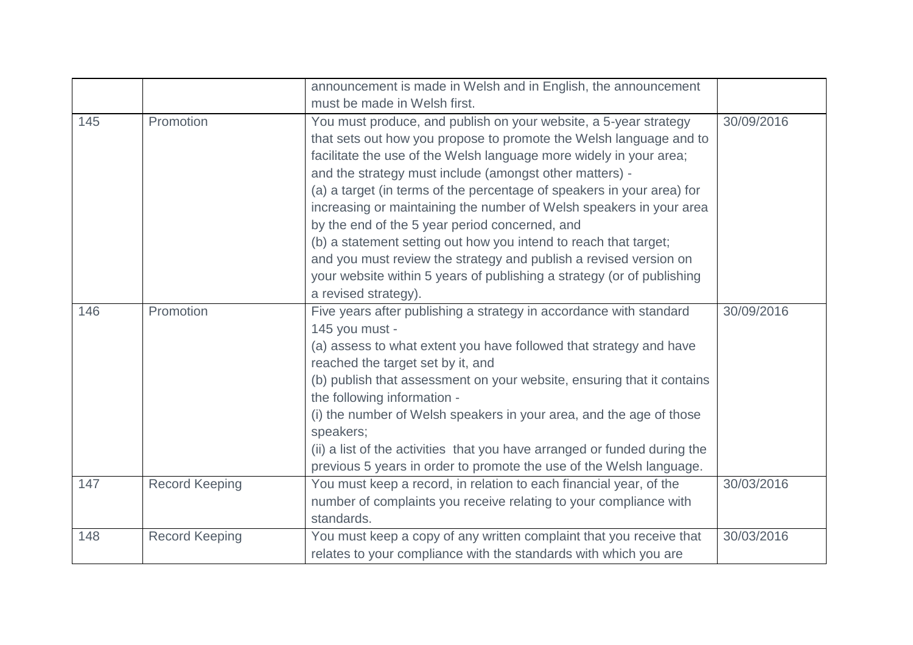| | | announcement is made in Welsh and in English, the announcement must be made in Welsh first. | |
|---|---|---|---|
| 145 | Promotion | You must produce, and publish on your website, a 5-year strategy that sets out how you propose to promote the Welsh language and to facilitate the use of the Welsh language more widely in your area; and the strategy must include (amongst other matters) -<br>(a) a target (in terms of the percentage of speakers in your area) for increasing or maintaining the number of Welsh speakers in your area by the end of the 5 year period concerned, and<br>(b) a statement setting out how you intend to reach that target;<br>and you must review the strategy and publish a revised version on your website within 5 years of publishing a strategy (or of publishing a revised strategy). | 30/09/2016 |
| 146 | Promotion | Five years after publishing a strategy in accordance with standard 145 you must -<br>(a) assess to what extent you have followed that strategy and have reached the target set by it, and<br>(b) publish that assessment on your website, ensuring that it contains the following information -<br>(i) the number of Welsh speakers in your area, and the age of those speakers;<br>(ii) a list of the activities that you have arranged or funded during the previous 5 years in order to promote the use of the Welsh language. | 30/09/2016 |
| 147 | Record Keeping | You must keep a record, in relation to each financial year, of the number of complaints you receive relating to your compliance with standards. | 30/03/2016 |
| 148 | Record Keeping | You must keep a copy of any written complaint that you receive that relates to your compliance with the standards with which you are | 30/03/2016 |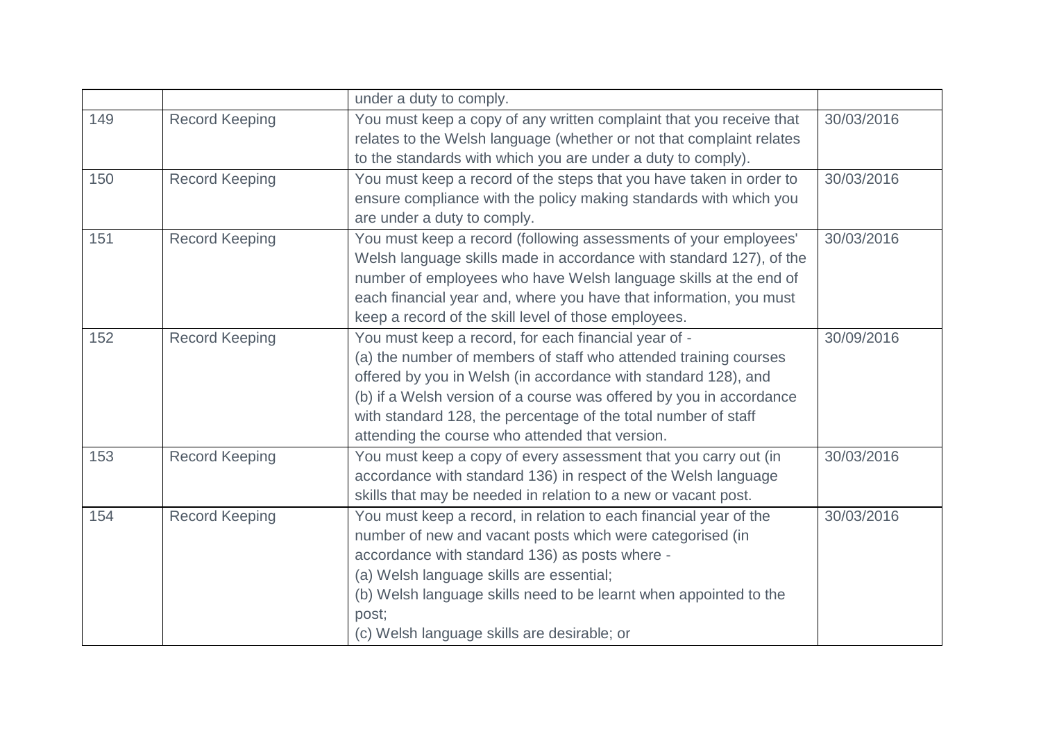| | | | |
|---|---|---|---|
| | | under a duty to comply. | |
| 149 | Record Keeping | You must keep a copy of any written complaint that you receive that relates to the Welsh language (whether or not that complaint relates to the standards with which you are under a duty to comply). | 30/03/2016 |
| 150 | Record Keeping | You must keep a record of the steps that you have taken in order to ensure compliance with the policy making standards with which you are under a duty to comply. | 30/03/2016 |
| 151 | Record Keeping | You must keep a record (following assessments of your employees' Welsh language skills made in accordance with standard 127), of the number of employees who have Welsh language skills at the end of each financial year and, where you have that information, you must keep a record of the skill level of those employees. | 30/03/2016 |
| 152 | Record Keeping | You must keep a record, for each financial year of -<br>(a) the number of members of staff who attended training courses offered by you in Welsh (in accordance with standard 128), and<br>(b) if a Welsh version of a course was offered by you in accordance with standard 128, the percentage of the total number of staff attending the course who attended that version. | 30/09/2016 |
| 153 | Record Keeping | You must keep a copy of every assessment that you carry out (in accordance with standard 136) in respect of the Welsh language skills that may be needed in relation to a new or vacant post. | 30/03/2016 |
| 154 | Record Keeping | You must keep a record, in relation to each financial year of the number of new and vacant posts which were categorised (in accordance with standard 136) as posts where -<br>(a) Welsh language skills are essential;<br>(b) Welsh language skills need to be learnt when appointed to the post;<br>(c) Welsh language skills are desirable; or | 30/03/2016 |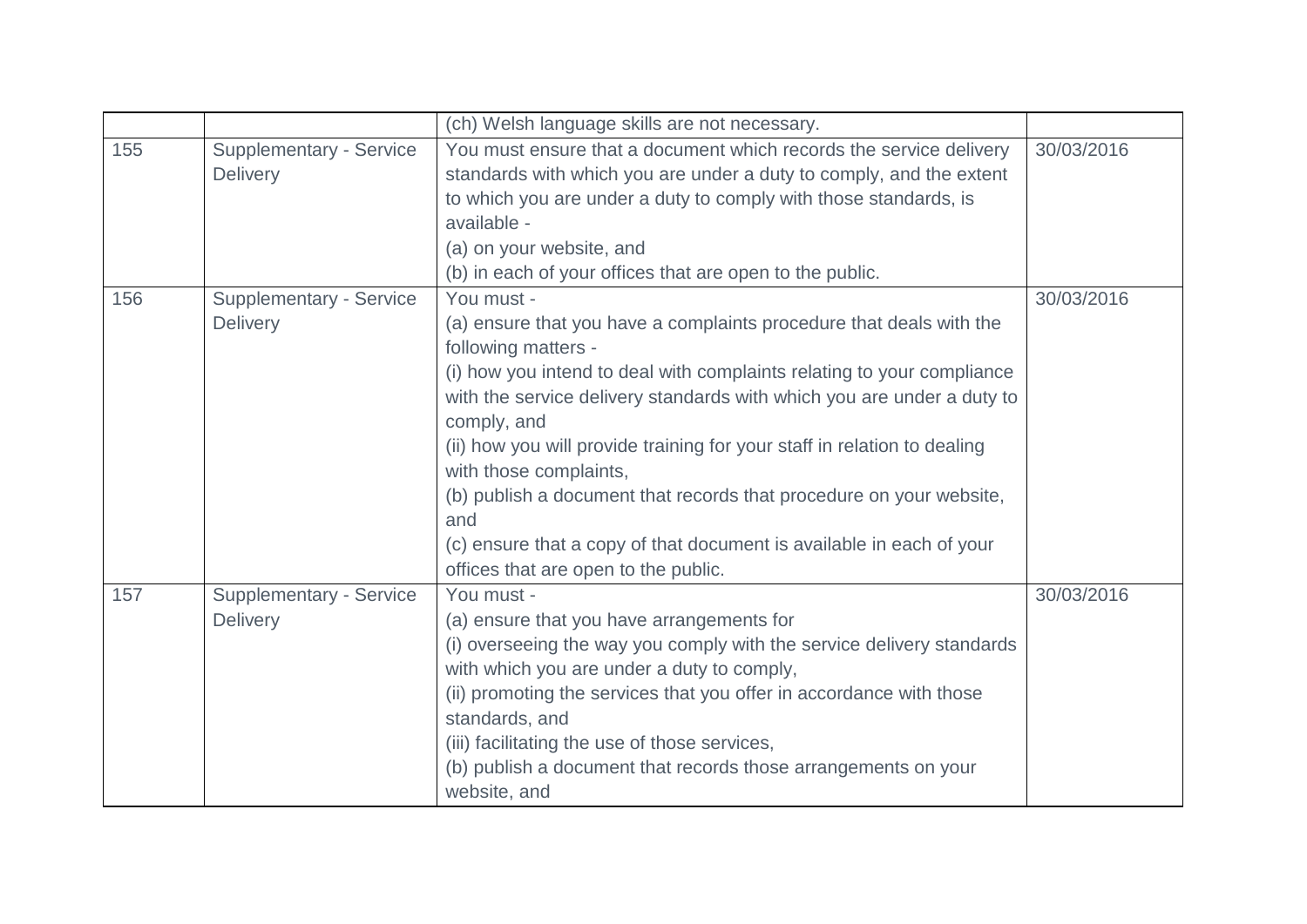| | | | |
|---|---|---|---|
| | | (ch) Welsh language skills are not necessary. | |
| 155 | Supplementary - Service Delivery | You must ensure that a document which records the service delivery standards with which you are under a duty to comply, and the extent to which you are under a duty to comply with those standards, is available -<br>(a) on your website, and<br>(b) in each of your offices that are open to the public. | 30/03/2016 |
| 156 | Supplementary - Service Delivery | You must -<br>(a) ensure that you have a complaints procedure that deals with the following matters -<br>(i) how you intend to deal with complaints relating to your compliance with the service delivery standards with which you are under a duty to comply, and<br>(ii) how you will provide training for your staff in relation to dealing with those complaints,<br>(b) publish a document that records that procedure on your website, and<br>(c) ensure that a copy of that document is available in each of your offices that are open to the public. | 30/03/2016 |
| 157 | Supplementary - Service Delivery | You must -<br>(a) ensure that you have arrangements for<br>(i) overseeing the way you comply with the service delivery standards with which you are under a duty to comply,<br>(ii) promoting the services that you offer in accordance with those standards, and<br>(iii) facilitating the use of those services,<br>(b) publish a document that records those arrangements on your website, and | 30/03/2016 |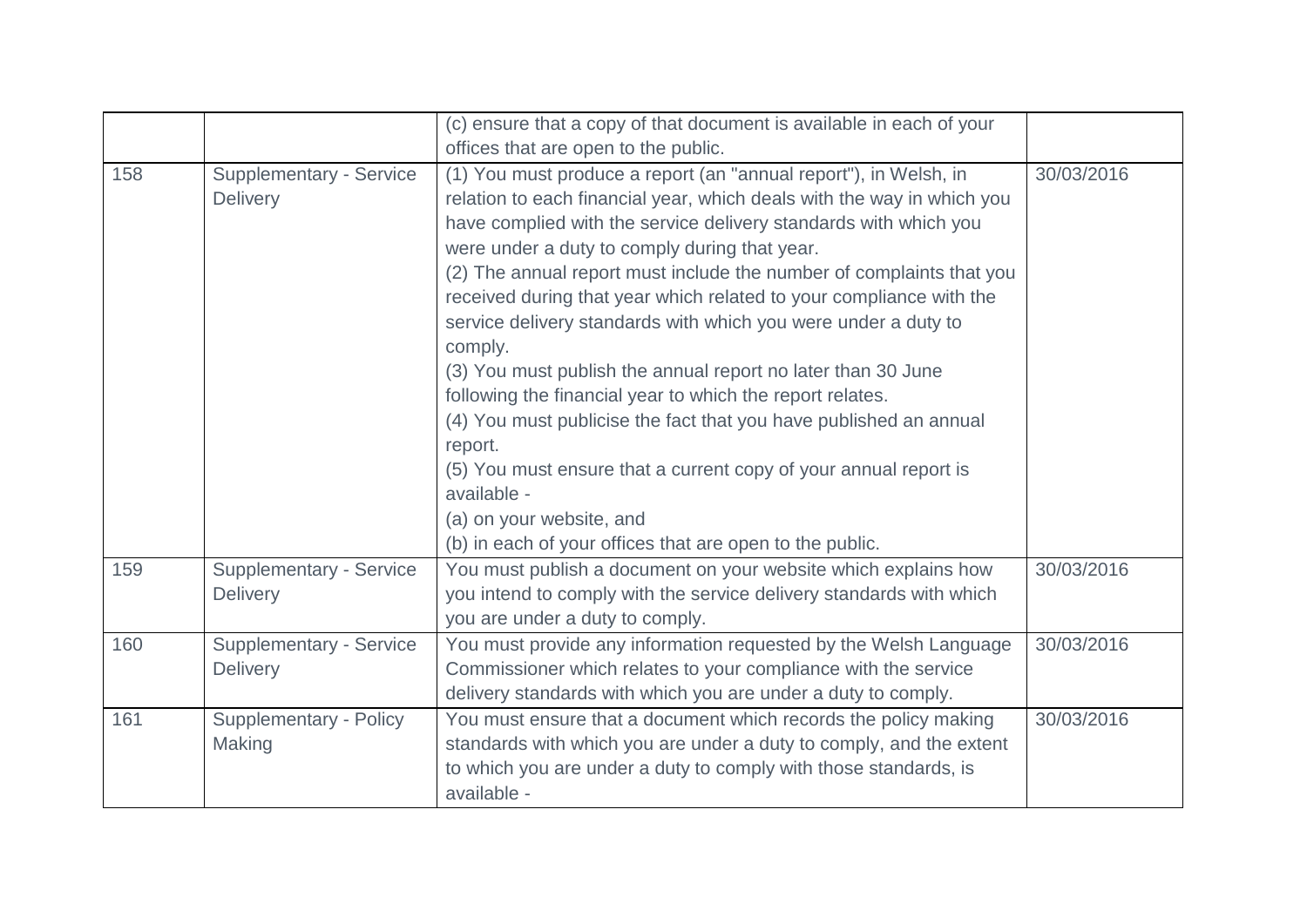| | | | |
|---|---|---|---|
| | | (c) ensure that a copy of that document is available in each of your offices that are open to the public. | |
| 158 | Supplementary - Service Delivery | (1) You must produce a report (an "annual report"), in Welsh, in relation to each financial year, which deals with the way in which you have complied with the service delivery standards with which you were under a duty to comply during that year.<br>(2) The annual report must include the number of complaints that you received during that year which related to your compliance with the service delivery standards with which you were under a duty to comply.<br>(3) You must publish the annual report no later than 30 June following the financial year to which the report relates.<br>(4) You must publicise the fact that you have published an annual report.<br>(5) You must ensure that a current copy of your annual report is available -<br>(a) on your website, and<br>(b) in each of your offices that are open to the public. | 30/03/2016 |
| 159 | Supplementary - Service Delivery | You must publish a document on your website which explains how you intend to comply with the service delivery standards with which you are under a duty to comply. | 30/03/2016 |
| 160 | Supplementary - Service Delivery | You must provide any information requested by the Welsh Language Commissioner which relates to your compliance with the service delivery standards with which you are under a duty to comply. | 30/03/2016 |
| 161 | Supplementary - Policy Making | You must ensure that a document which records the policy making standards with which you are under a duty to comply, and the extent to which you are under a duty to comply with those standards, is available - | 30/03/2016 |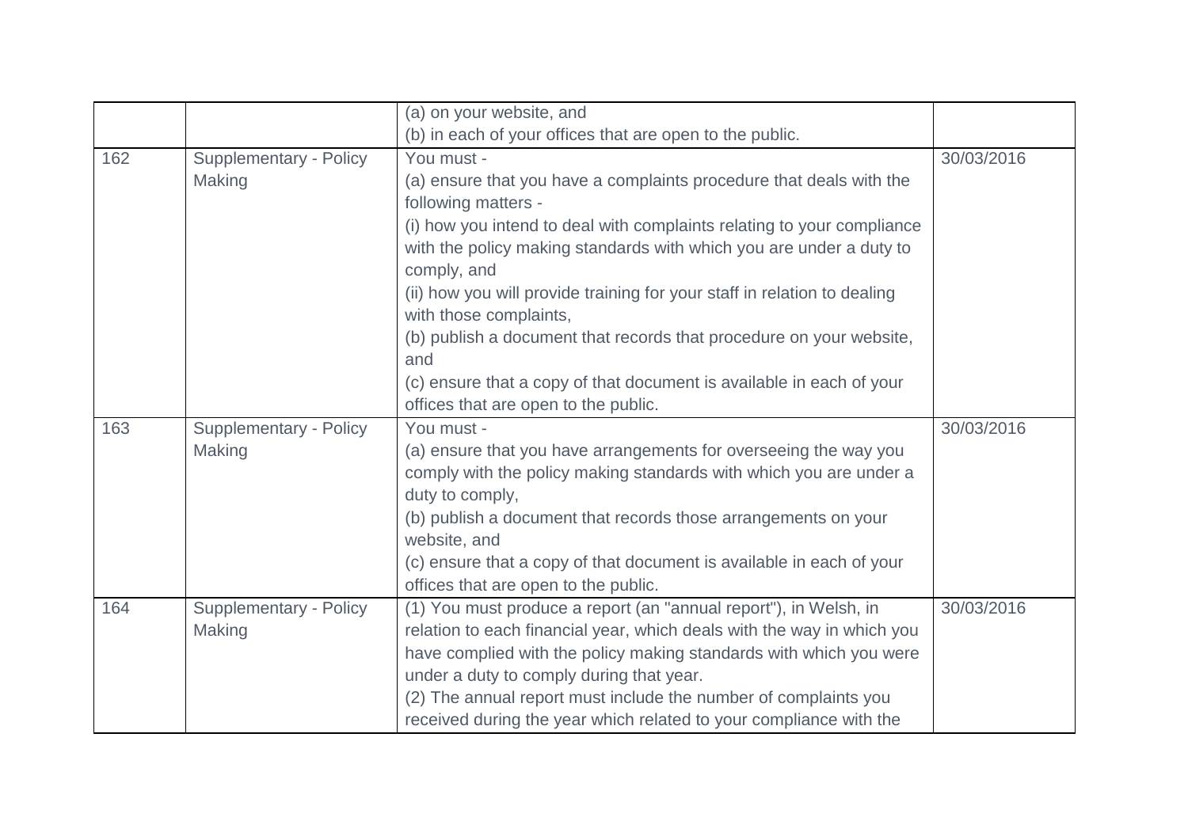| | | | |
|---|---|---|---|
| | | (a) on your website, and<br>(b) in each of your offices that are open to the public. | |
| 162 | Supplementary - Policy Making | You must -<br>(a) ensure that you have a complaints procedure that deals with the following matters -<br>(i) how you intend to deal with complaints relating to your compliance with the policy making standards with which you are under a duty to comply, and<br>(ii) how you will provide training for your staff in relation to dealing with those complaints,<br>(b) publish a document that records that procedure on your website, and<br>(c) ensure that a copy of that document is available in each of your offices that are open to the public. | 30/03/2016 |
| 163 | Supplementary - Policy Making | You must -<br>(a) ensure that you have arrangements for overseeing the way you comply with the policy making standards with which you are under a duty to comply,<br>(b) publish a document that records those arrangements on your website, and<br>(c) ensure that a copy of that document is available in each of your offices that are open to the public. | 30/03/2016 |
| 164 | Supplementary - Policy Making | (1) You must produce a report (an "annual report"), in Welsh, in relation to each financial year, which deals with the way in which you have complied with the policy making standards with which you were under a duty to comply during that year.<br>(2) The annual report must include the number of complaints you received during the year which related to your compliance with the | 30/03/2016 |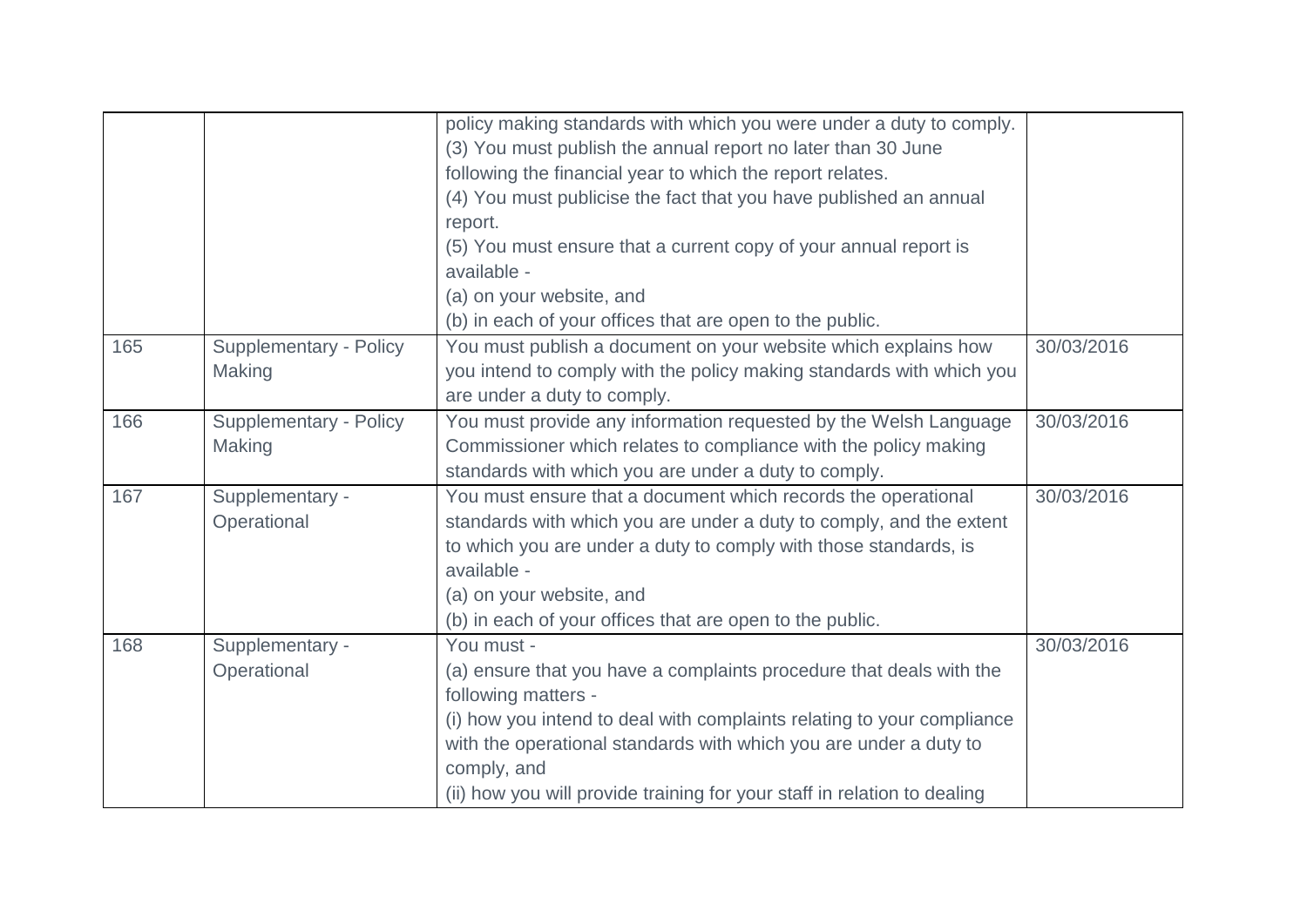|  |  | policy making standards with which you were under a duty to comply.<br>(3) You must publish the annual report no later than 30 June following the financial year to which the report relates.<br>(4) You must publicise the fact that you have published an annual report.<br>(5) You must ensure that a current copy of your annual report is available -<br>(a) on your website, and<br>(b) in each of your offices that are open to the public. |  |
|---|---|---|---|
| 165 | Supplementary - Policy Making | You must publish a document on your website which explains how you intend to comply with the policy making standards with which you are under a duty to comply. | 30/03/2016 |
| 166 | Supplementary - Policy Making | You must provide any information requested by the Welsh Language Commissioner which relates to compliance with the policy making standards with which you are under a duty to comply. | 30/03/2016 |
| 167 | Supplementary - Operational | You must ensure that a document which records the operational standards with which you are under a duty to comply, and the extent to which you are under a duty to comply with those standards, is available -<br>(a) on your website, and<br>(b) in each of your offices that are open to the public. | 30/03/2016 |
| 168 | Supplementary - Operational | You must -<br>(a) ensure that you have a complaints procedure that deals with the following matters -<br>(i) how you intend to deal with complaints relating to your compliance with the operational standards with which you are under a duty to comply, and<br>(ii) how you will provide training for your staff in relation to dealing | 30/03/2016 |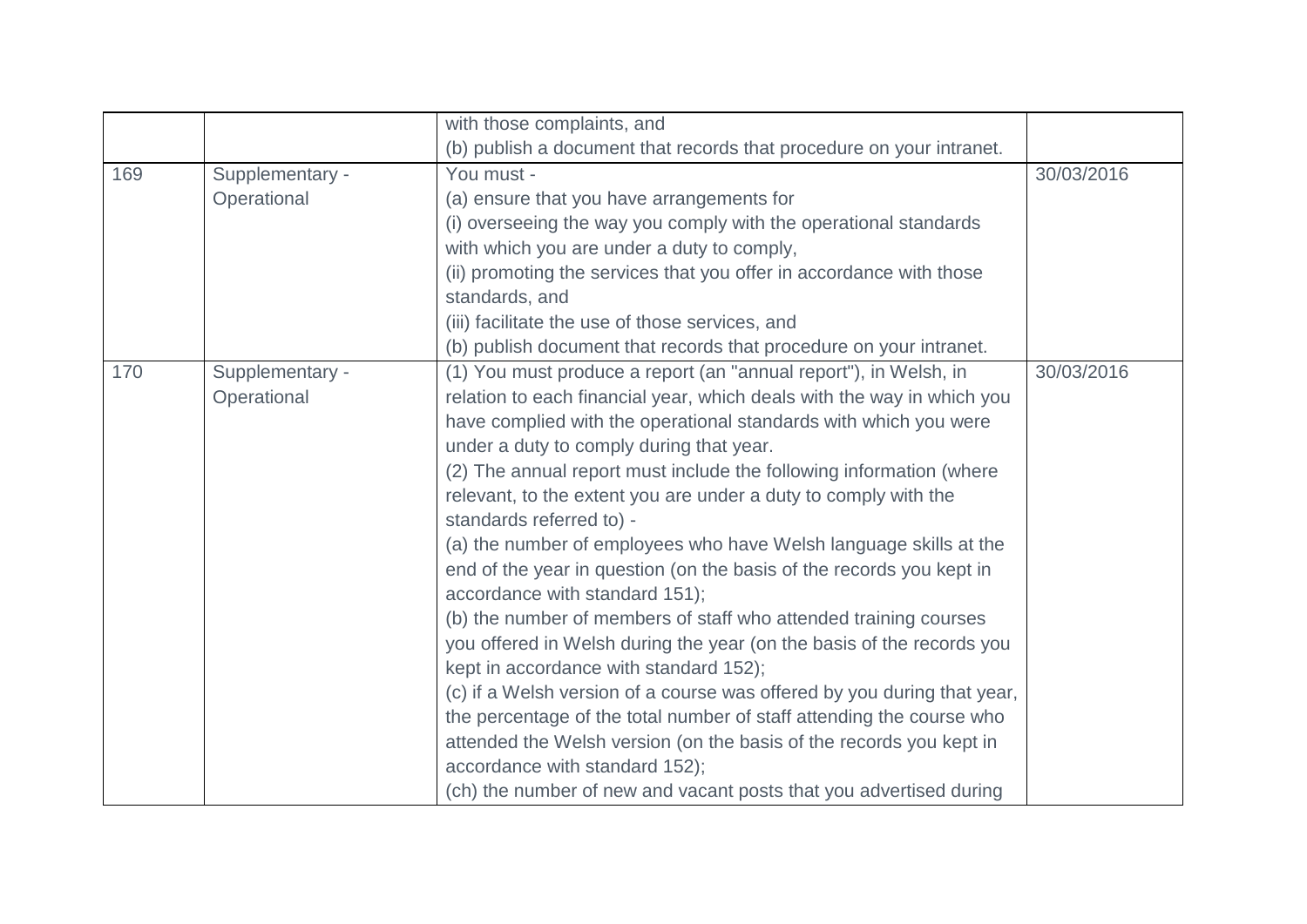| | | | |
|---|---|---|---|
| | | with those complaints, and<br>(b) publish a document that records that procedure on your intranet. | |
| 169 | Supplementary - Operational | You must -<br>(a) ensure that you have arrangements for<br>(i) overseeing the way you comply with the operational standards with which you are under a duty to comply,<br>(ii) promoting the services that you offer in accordance with those standards, and<br>(iii) facilitate the use of those services, and<br>(b) publish document that records that procedure on your intranet. | 30/03/2016 |
| 170 | Supplementary - Operational | (1) You must produce a report (an "annual report"), in Welsh, in relation to each financial year, which deals with the way in which you have complied with the operational standards with which you were under a duty to comply during that year.<br>(2) The annual report must include the following information (where relevant, to the extent you are under a duty to comply with the standards referred to) -<br>(a) the number of employees who have Welsh language skills at the end of the year in question (on the basis of the records you kept in accordance with standard 151);<br>(b) the number of members of staff who attended training courses you offered in Welsh during the year (on the basis of the records you kept in accordance with standard 152);<br>(c) if a Welsh version of a course was offered by you during that year, the percentage of the total number of staff attending the course who attended the Welsh version (on the basis of the records you kept in accordance with standard 152);<br>(ch) the number of new and vacant posts that you advertised during | 30/03/2016 |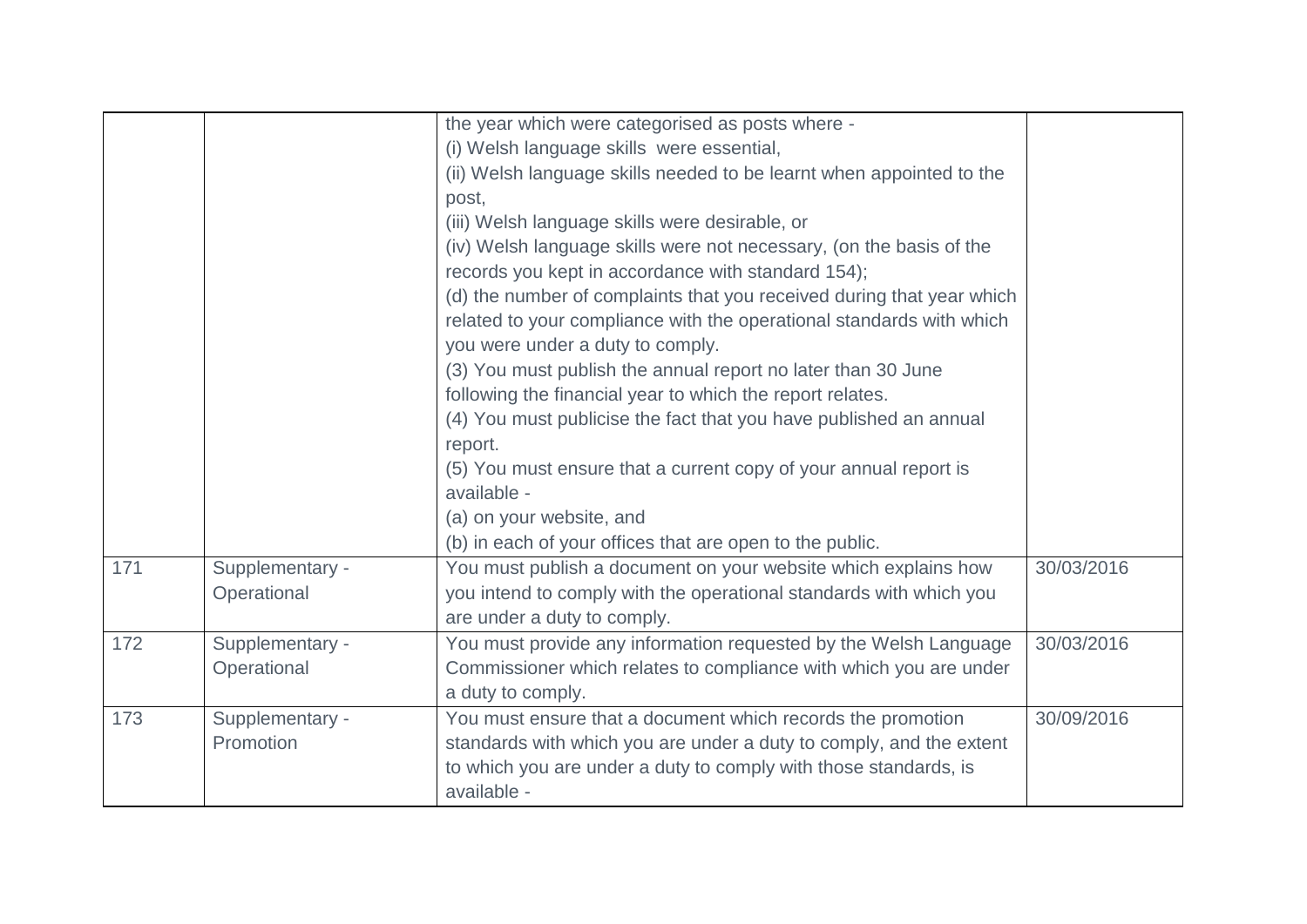| | | | |
|---|---|---|---|
| | | the year which were categorised as posts where -<br>(i) Welsh language skills were essential,<br>(ii) Welsh language skills needed to be learnt when appointed to the post,<br>(iii) Welsh language skills were desirable, or<br>(iv) Welsh language skills were not necessary, (on the basis of the records you kept in accordance with standard 154);<br>(d) the number of complaints that you received during that year which related to your compliance with the operational standards with which you were under a duty to comply.<br>(3) You must publish the annual report no later than 30 June following the financial year to which the report relates.<br>(4) You must publicise the fact that you have published an annual report.<br>(5) You must ensure that a current copy of your annual report is available -<br>(a) on your website, and<br>(b) in each of your offices that are open to the public. | |
| 171 | Supplementary - Operational | You must publish a document on your website which explains how you intend to comply with the operational standards with which you are under a duty to comply. | 30/03/2016 |
| 172 | Supplementary - Operational | You must provide any information requested by the Welsh Language Commissioner which relates to compliance with which you are under a duty to comply. | 30/03/2016 |
| 173 | Supplementary - Promotion | You must ensure that a document which records the promotion standards with which you are under a duty to comply, and the extent to which you are under a duty to comply with those standards, is available - | 30/09/2016 |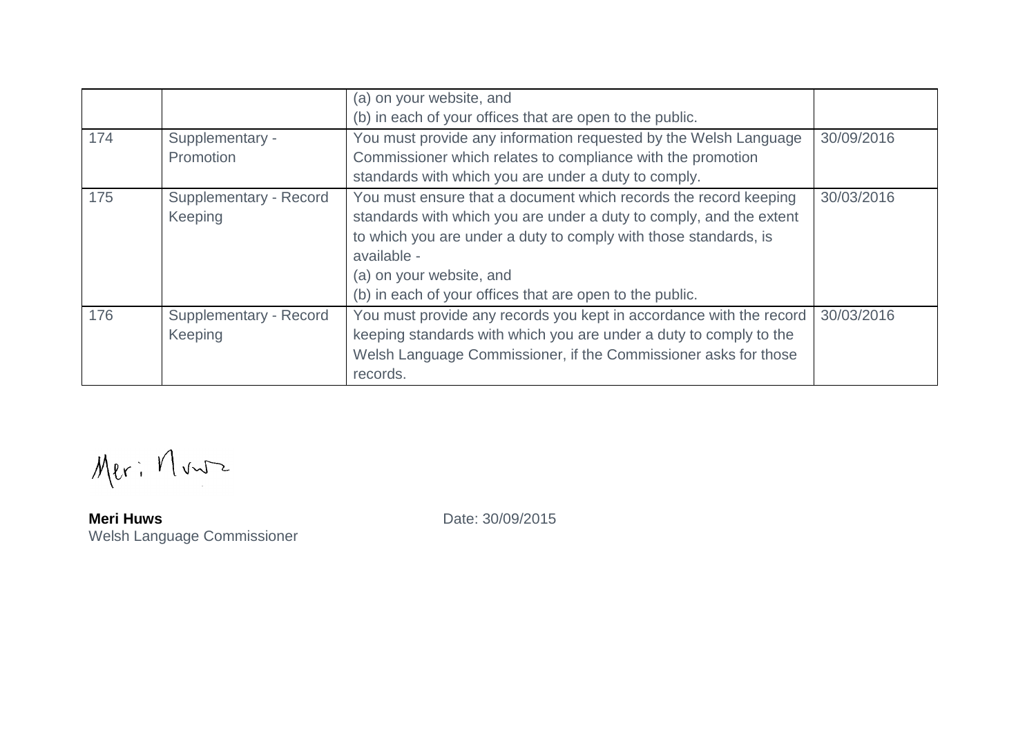| | | | |
|---|---|---|---|
| | | (a) on your website, and<br>(b) in each of your offices that are open to the public. | |
| 174 | Supplementary - Promotion | You must provide any information requested by the Welsh Language Commissioner which relates to compliance with the promotion standards with which you are under a duty to comply. | 30/09/2016 |
| 175 | Supplementary - Record Keeping | You must ensure that a document which records the record keeping standards with which you are under a duty to comply, and the extent to which you are under a duty to comply with those standards, is available -<br>(a) on your website, and<br>(b) in each of your offices that are open to the public. | 30/03/2016 |
| 176 | Supplementary - Record Keeping | You must provide any records you kept in accordance with the record keeping standards with which you are under a duty to comply to the Welsh Language Commissioner, if the Commissioner asks for those records. | 30/03/2016 |

Meri Huws

**Meri Huws**
Welsh Language Commissioner

Date: 30/09/2015